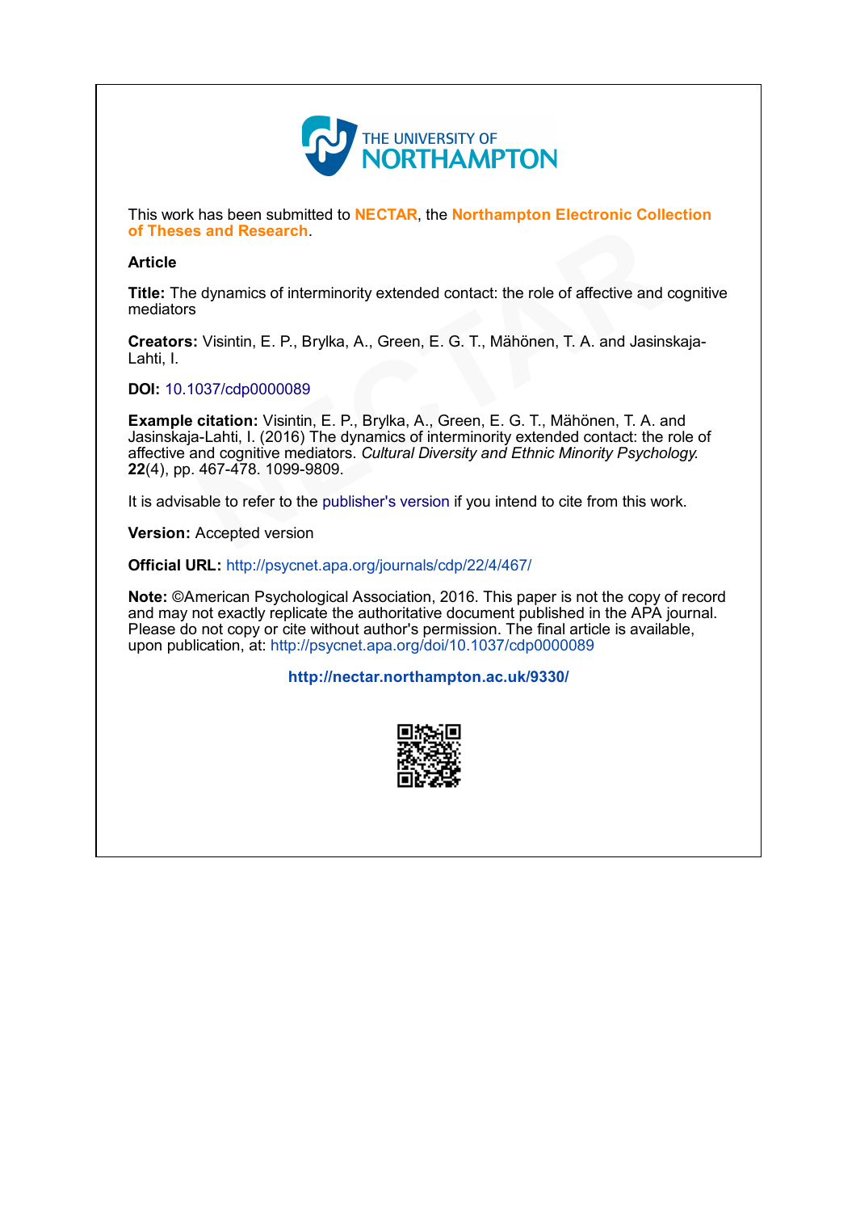THE UNIVERSITY OF NORTHAMPTON

This work has been submitted to **NECTAR**, the **Northampton Electronic Collection of Theses and Research**.

**Article**

**Title:** The dynamics of interminority extended contact: the role of affective and cognitive mediators

**Creators:** Visintin, E. P., Brylka, A., Green, E. G. T., Mähönen, T. A. and Jasinskaja-Lahti, I.

**DOI:** 10.1037/cdp0000089

**Example citation:** Visintin, E. P., Brylka, A., Green, E. G. T., Mähönen, T. A. and Jasinskaja-Lahti, I. (2016) The dynamics of interminority extended contact: the role of affective and cognitive mediators. *Cultural Diversity and Ethnic Minority Psychology.* **22**(4), pp. 467-478. 1099-9809.

It is advisable to refer to the publisher's version if you intend to cite from this work.

**Version:** Accepted version

**Official URL:** http://psycnet.apa.org/journals/cdp/22/4/467/

**Note:** ©American Psychological Association, 2016. This paper is not the copy of record and may not exactly replicate the authoritative document published in the APA journal. Please do not copy or cite without author's permission. The final article is available, upon publication, at: http://psycnet.apa.org/doi/10.1037/cdp0000089

**http://nectar.northampton.ac.uk/9330/**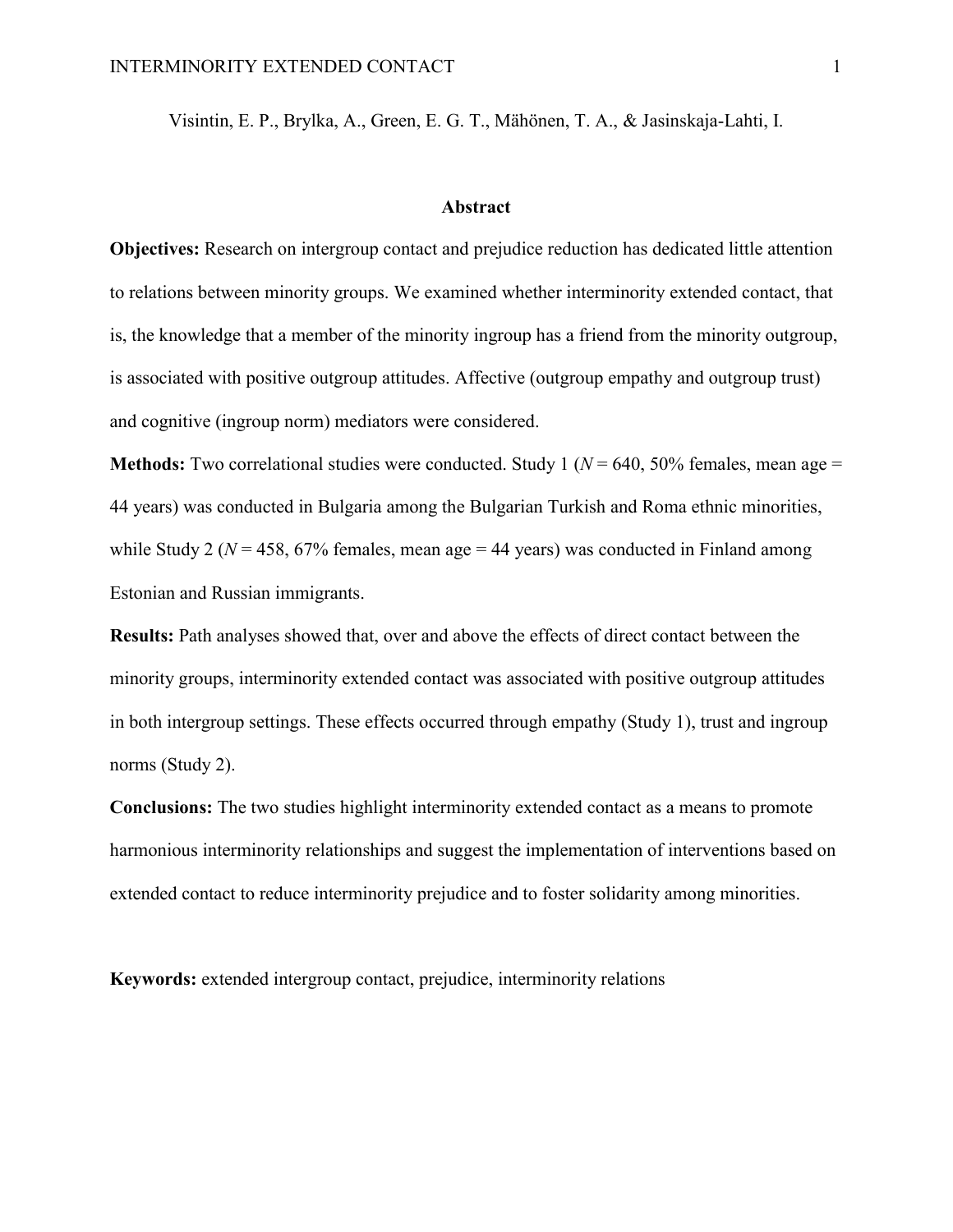Visintin, E. P., Brylka, A., Green, E. G. T., Mähönen, T. A., & Jasinskaja-Lahti, I.

## Abstract

**Objectives:** Research on intergroup contact and prejudice reduction has dedicated little attention to relations between minority groups. We examined whether interminority extended contact, that is, the knowledge that a member of the minority ingroup has a friend from the minority outgroup, is associated with positive outgroup attitudes. Affective (outgroup empathy and outgroup trust) and cognitive (ingroup norm) mediators were considered.

**Methods:** Two correlational studies were conducted. Study 1 ($N$ = 640, 50% females, mean age = 44 years) was conducted in Bulgaria among the Bulgarian Turkish and Roma ethnic minorities, while Study 2 ($N$ = 458, 67% females, mean age = 44 years) was conducted in Finland among Estonian and Russian immigrants.

**Results:** Path analyses showed that, over and above the effects of direct contact between the minority groups, interminority extended contact was associated with positive outgroup attitudes in both intergroup settings. These effects occurred through empathy (Study 1), trust and ingroup norms (Study 2).

**Conclusions:** The two studies highlight interminority extended contact as a means to promote harmonious interminority relationships and suggest the implementation of interventions based on extended contact to reduce interminority prejudice and to foster solidarity among minorities.

**Keywords:** extended intergroup contact, prejudice, interminority relations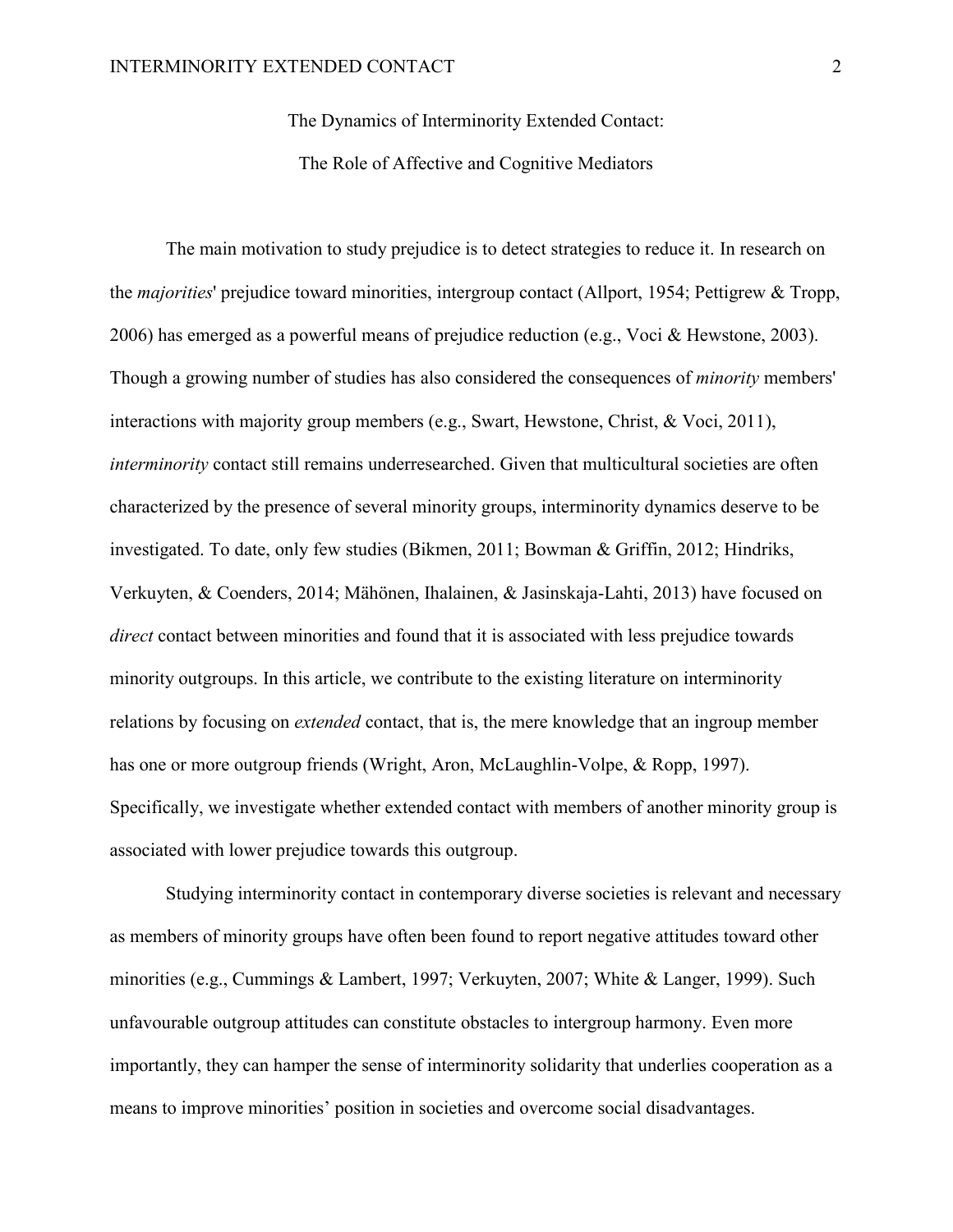The Dynamics of Interminority Extended Contact:

The Role of Affective and Cognitive Mediators

The main motivation to study prejudice is to detect strategies to reduce it. In research on the *majorities*' prejudice toward minorities, intergroup contact (Allport, 1954; Pettigrew & Tropp, 2006) has emerged as a powerful means of prejudice reduction (e.g., Voci & Hewstone, 2003). Though a growing number of studies has also considered the consequences of *minority* members' interactions with majority group members (e.g., Swart, Hewstone, Christ, & Voci, 2011), *interminority* contact still remains underresearched. Given that multicultural societies are often characterized by the presence of several minority groups, interminority dynamics deserve to be investigated. To date, only few studies (Bikmen, 2011; Bowman & Griffin, 2012; Hindriks, Verkuyten, & Coenders, 2014; Mähönen, Ihalainen, & Jasinskaja-Lahti, 2013) have focused on *direct* contact between minorities and found that it is associated with less prejudice towards minority outgroups. In this article, we contribute to the existing literature on interminority relations by focusing on *extended* contact, that is, the mere knowledge that an ingroup member has one or more outgroup friends (Wright, Aron, McLaughlin-Volpe, & Ropp, 1997). Specifically, we investigate whether extended contact with members of another minority group is associated with lower prejudice towards this outgroup.

Studying interminority contact in contemporary diverse societies is relevant and necessary as members of minority groups have often been found to report negative attitudes toward other minorities (e.g., Cummings & Lambert, 1997; Verkuyten, 2007; White & Langer, 1999). Such unfavourable outgroup attitudes can constitute obstacles to intergroup harmony. Even more importantly, they can hamper the sense of interminority solidarity that underlies cooperation as a means to improve minorities' position in societies and overcome social disadvantages.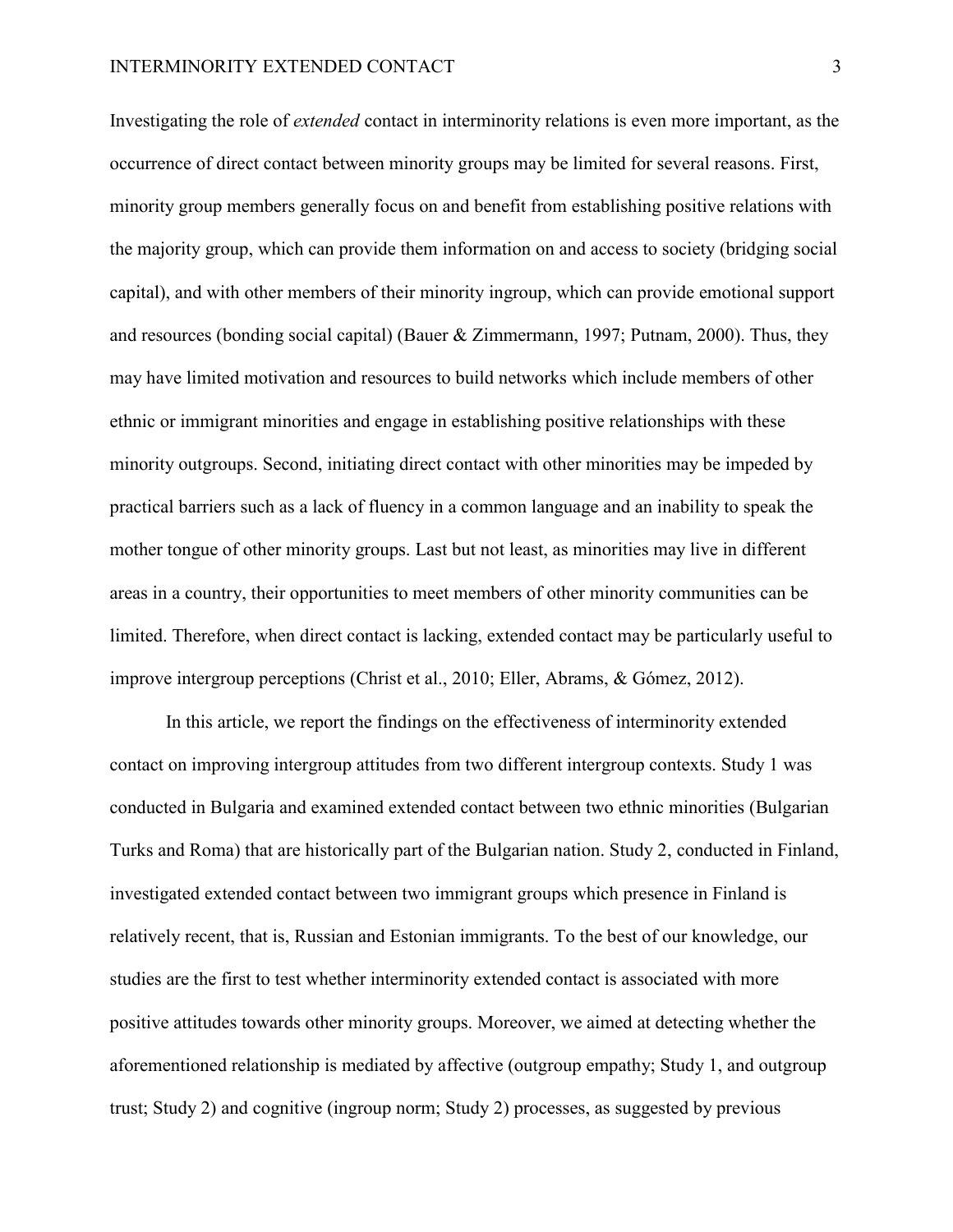Investigating the role of *extended* contact in interminority relations is even more important, as the occurrence of direct contact between minority groups may be limited for several reasons. First, minority group members generally focus on and benefit from establishing positive relations with the majority group, which can provide them information on and access to society (bridging social capital), and with other members of their minority ingroup, which can provide emotional support and resources (bonding social capital) (Bauer & Zimmermann, 1997; Putnam, 2000). Thus, they may have limited motivation and resources to build networks which include members of other ethnic or immigrant minorities and engage in establishing positive relationships with these minority outgroups. Second, initiating direct contact with other minorities may be impeded by practical barriers such as a lack of fluency in a common language and an inability to speak the mother tongue of other minority groups. Last but not least, as minorities may live in different areas in a country, their opportunities to meet members of other minority communities can be limited. Therefore, when direct contact is lacking, extended contact may be particularly useful to improve intergroup perceptions (Christ et al., 2010; Eller, Abrams, & Gómez, 2012).

In this article, we report the findings on the effectiveness of interminority extended contact on improving intergroup attitudes from two different intergroup contexts. Study 1 was conducted in Bulgaria and examined extended contact between two ethnic minorities (Bulgarian Turks and Roma) that are historically part of the Bulgarian nation. Study 2, conducted in Finland, investigated extended contact between two immigrant groups which presence in Finland is relatively recent, that is, Russian and Estonian immigrants. To the best of our knowledge, our studies are the first to test whether interminority extended contact is associated with more positive attitudes towards other minority groups. Moreover, we aimed at detecting whether the aforementioned relationship is mediated by affective (outgroup empathy; Study 1, and outgroup trust; Study 2) and cognitive (ingroup norm; Study 2) processes, as suggested by previous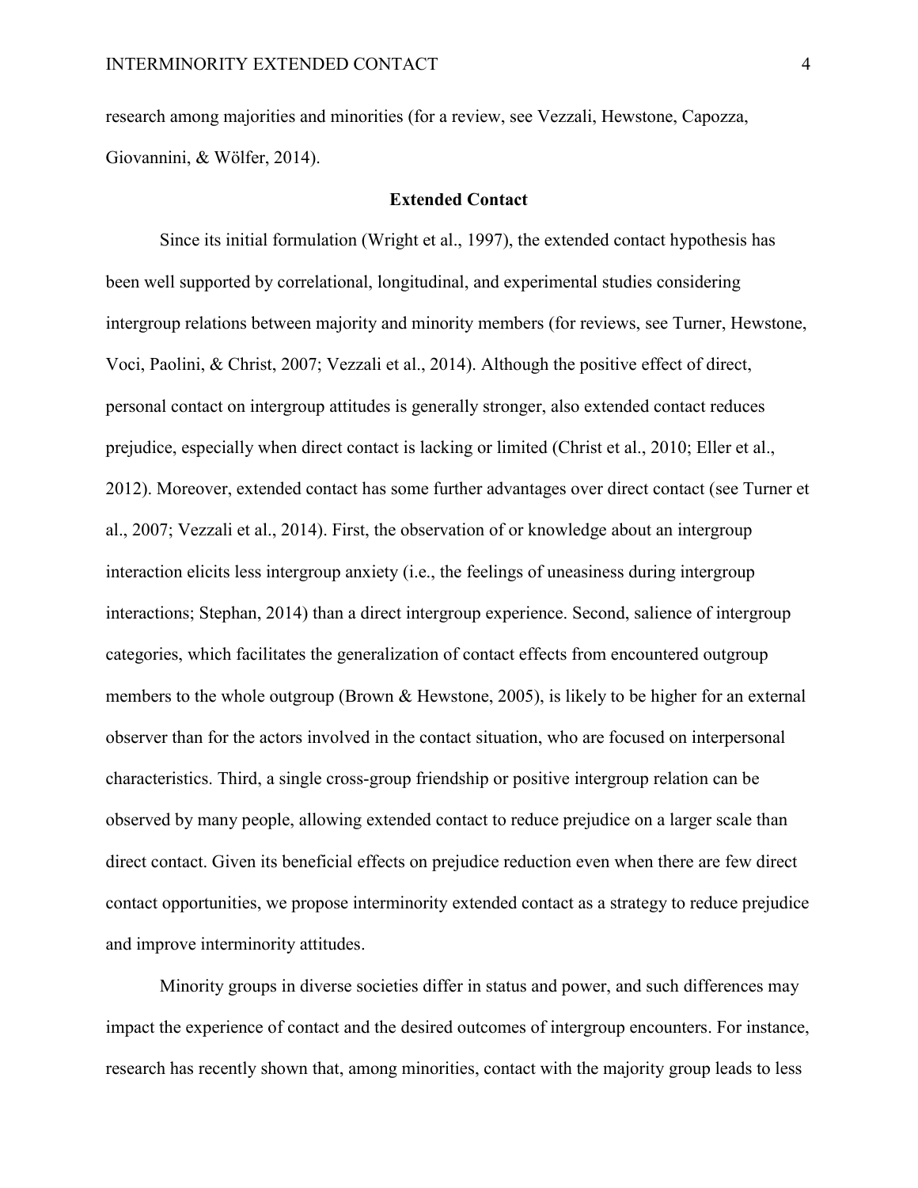research among majorities and minorities (for a review, see Vezzali, Hewstone, Capozza, Giovannini, & Wölfer, 2014).

## Extended Contact

Since its initial formulation (Wright et al., 1997), the extended contact hypothesis has been well supported by correlational, longitudinal, and experimental studies considering intergroup relations between majority and minority members (for reviews, see Turner, Hewstone, Voci, Paolini, & Christ, 2007; Vezzali et al., 2014). Although the positive effect of direct, personal contact on intergroup attitudes is generally stronger, also extended contact reduces prejudice, especially when direct contact is lacking or limited (Christ et al., 2010; Eller et al., 2012). Moreover, extended contact has some further advantages over direct contact (see Turner et al., 2007; Vezzali et al., 2014). First, the observation of or knowledge about an intergroup interaction elicits less intergroup anxiety (i.e., the feelings of uneasiness during intergroup interactions; Stephan, 2014) than a direct intergroup experience. Second, salience of intergroup categories, which facilitates the generalization of contact effects from encountered outgroup members to the whole outgroup (Brown & Hewstone, 2005), is likely to be higher for an external observer than for the actors involved in the contact situation, who are focused on interpersonal characteristics. Third, a single cross-group friendship or positive intergroup relation can be observed by many people, allowing extended contact to reduce prejudice on a larger scale than direct contact. Given its beneficial effects on prejudice reduction even when there are few direct contact opportunities, we propose interminority extended contact as a strategy to reduce prejudice and improve interminority attitudes.

Minority groups in diverse societies differ in status and power, and such differences may impact the experience of contact and the desired outcomes of intergroup encounters. For instance, research has recently shown that, among minorities, contact with the majority group leads to less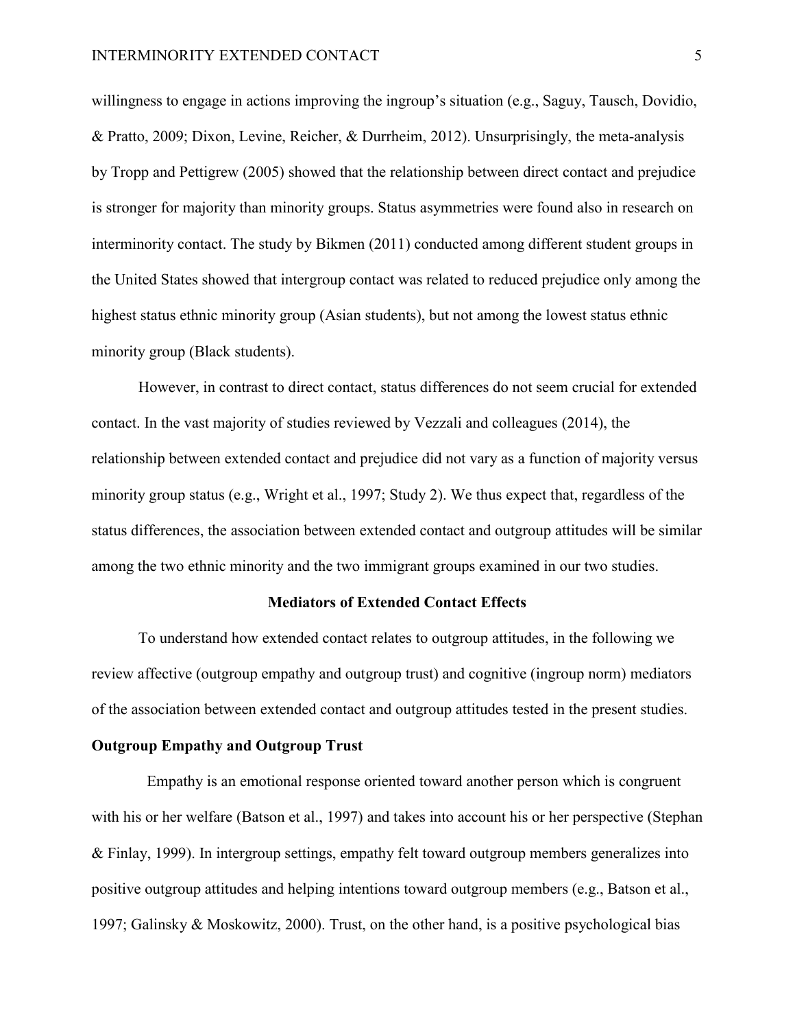willingness to engage in actions improving the ingroup's situation (e.g., Saguy, Tausch, Dovidio, & Pratto, 2009; Dixon, Levine, Reicher, & Durrheim, 2012). Unsurprisingly, the meta-analysis by Tropp and Pettigrew (2005) showed that the relationship between direct contact and prejudice is stronger for majority than minority groups. Status asymmetries were found also in research on interminority contact. The study by Bikmen (2011) conducted among different student groups in the United States showed that intergroup contact was related to reduced prejudice only among the highest status ethnic minority group (Asian students), but not among the lowest status ethnic minority group (Black students).

However, in contrast to direct contact, status differences do not seem crucial for extended contact. In the vast majority of studies reviewed by Vezzali and colleagues (2014), the relationship between extended contact and prejudice did not vary as a function of majority versus minority group status (e.g., Wright et al., 1997; Study 2). We thus expect that, regardless of the status differences, the association between extended contact and outgroup attitudes will be similar among the two ethnic minority and the two immigrant groups examined in our two studies.

## Mediators of Extended Contact Effects

To understand how extended contact relates to outgroup attitudes, in the following we review affective (outgroup empathy and outgroup trust) and cognitive (ingroup norm) mediators of the association between extended contact and outgroup attitudes tested in the present studies.

### Outgroup Empathy and Outgroup Trust

Empathy is an emotional response oriented toward another person which is congruent with his or her welfare (Batson et al., 1997) and takes into account his or her perspective (Stephan & Finlay, 1999). In intergroup settings, empathy felt toward outgroup members generalizes into positive outgroup attitudes and helping intentions toward outgroup members (e.g., Batson et al., 1997; Galinsky & Moskowitz, 2000). Trust, on the other hand, is a positive psychological bias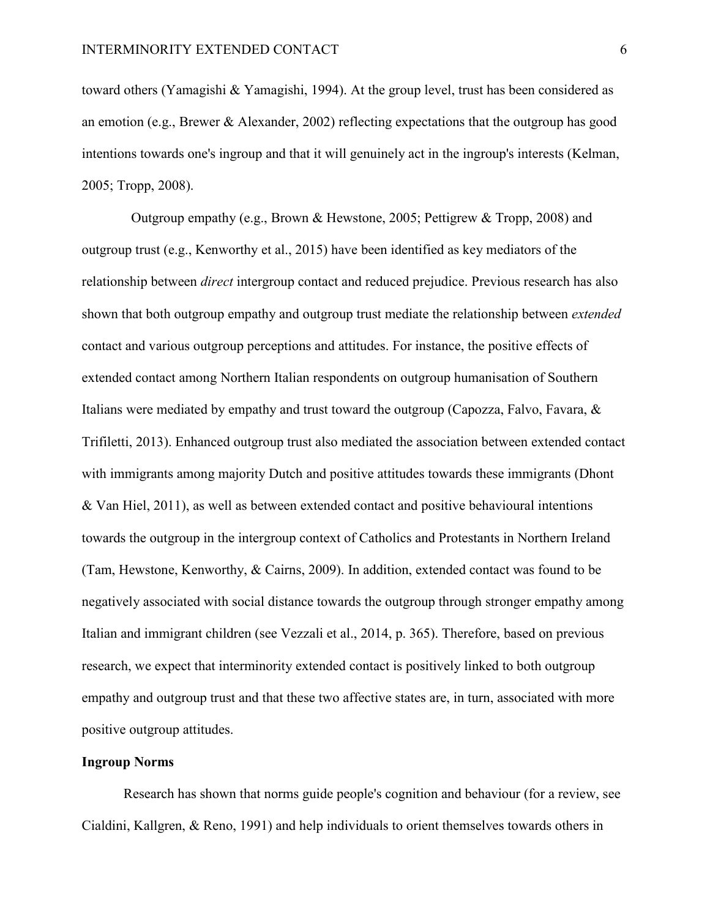toward others (Yamagishi & Yamagishi, 1994). At the group level, trust has been considered as an emotion (e.g., Brewer & Alexander, 2002) reflecting expectations that the outgroup has good intentions towards one's ingroup and that it will genuinely act in the ingroup's interests (Kelman, 2005; Tropp, 2008).

Outgroup empathy (e.g., Brown & Hewstone, 2005; Pettigrew & Tropp, 2008) and outgroup trust (e.g., Kenworthy et al., 2015) have been identified as key mediators of the relationship between *direct* intergroup contact and reduced prejudice. Previous research has also shown that both outgroup empathy and outgroup trust mediate the relationship between *extended* contact and various outgroup perceptions and attitudes. For instance, the positive effects of extended contact among Northern Italian respondents on outgroup humanisation of Southern Italians were mediated by empathy and trust toward the outgroup (Capozza, Falvo, Favara, & Trifiletti, 2013). Enhanced outgroup trust also mediated the association between extended contact with immigrants among majority Dutch and positive attitudes towards these immigrants (Dhont & Van Hiel, 2011), as well as between extended contact and positive behavioural intentions towards the outgroup in the intergroup context of Catholics and Protestants in Northern Ireland (Tam, Hewstone, Kenworthy, & Cairns, 2009). In addition, extended contact was found to be negatively associated with social distance towards the outgroup through stronger empathy among Italian and immigrant children (see Vezzali et al., 2014, p. 365). Therefore, based on previous research, we expect that interminority extended contact is positively linked to both outgroup empathy and outgroup trust and that these two affective states are, in turn, associated with more positive outgroup attitudes.

## Ingroup Norms

Research has shown that norms guide people's cognition and behaviour (for a review, see Cialdini, Kallgren, & Reno, 1991) and help individuals to orient themselves towards others in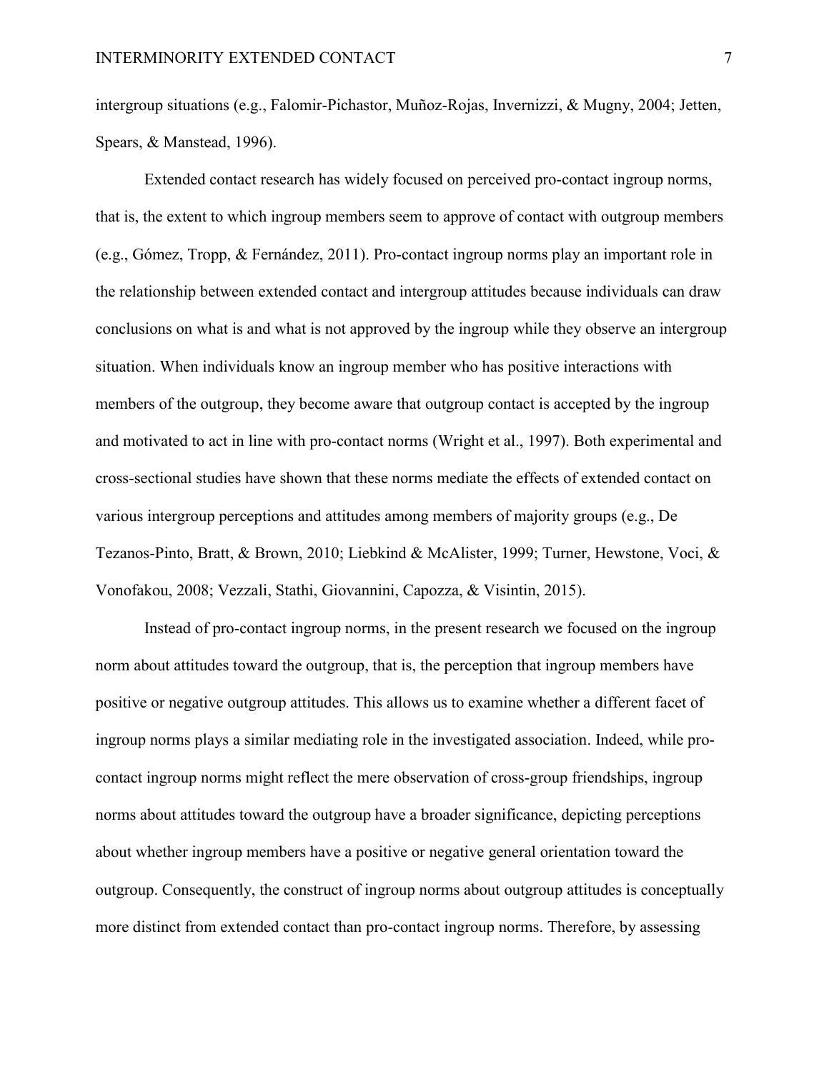intergroup situations (e.g., Falomir-Pichastor, Muñoz-Rojas, Invernizzi, & Mugny, 2004; Jetten, Spears, & Manstead, 1996).

Extended contact research has widely focused on perceived pro-contact ingroup norms, that is, the extent to which ingroup members seem to approve of contact with outgroup members (e.g., Gómez, Tropp, & Fernández, 2011). Pro-contact ingroup norms play an important role in the relationship between extended contact and intergroup attitudes because individuals can draw conclusions on what is and what is not approved by the ingroup while they observe an intergroup situation. When individuals know an ingroup member who has positive interactions with members of the outgroup, they become aware that outgroup contact is accepted by the ingroup and motivated to act in line with pro-contact norms (Wright et al., 1997). Both experimental and cross-sectional studies have shown that these norms mediate the effects of extended contact on various intergroup perceptions and attitudes among members of majority groups (e.g., De Tezanos-Pinto, Bratt, & Brown, 2010; Liebkind & McAlister, 1999; Turner, Hewstone, Voci, & Vonofakou, 2008; Vezzali, Stathi, Giovannini, Capozza, & Visintin, 2015).

Instead of pro-contact ingroup norms, in the present research we focused on the ingroup norm about attitudes toward the outgroup, that is, the perception that ingroup members have positive or negative outgroup attitudes. This allows us to examine whether a different facet of ingroup norms plays a similar mediating role in the investigated association. Indeed, while pro-contact ingroup norms might reflect the mere observation of cross-group friendships, ingroup norms about attitudes toward the outgroup have a broader significance, depicting perceptions about whether ingroup members have a positive or negative general orientation toward the outgroup. Consequently, the construct of ingroup norms about outgroup attitudes is conceptually more distinct from extended contact than pro-contact ingroup norms. Therefore, by assessing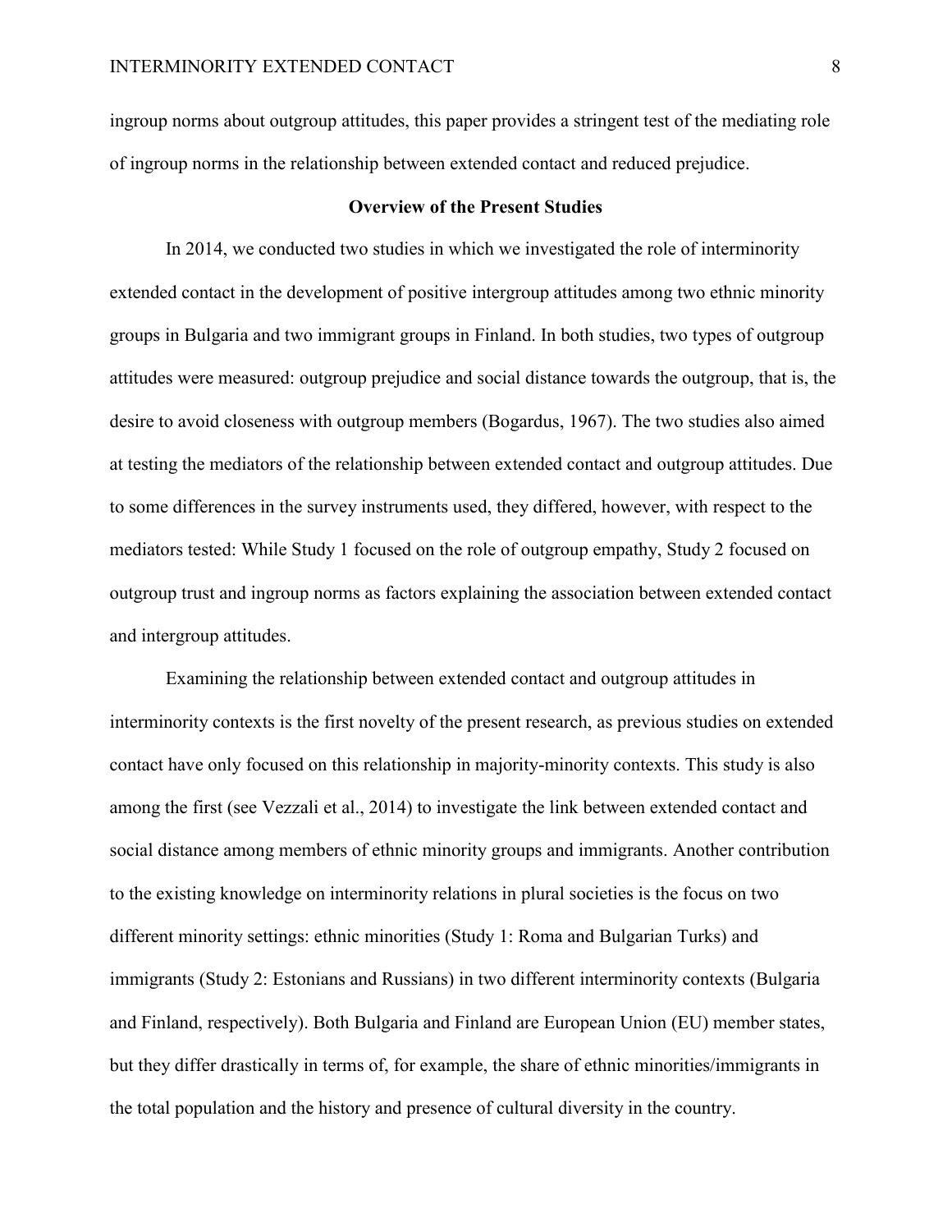ingroup norms about outgroup attitudes, this paper provides a stringent test of the mediating role of ingroup norms in the relationship between extended contact and reduced prejudice.

## Overview of the Present Studies

In 2014, we conducted two studies in which we investigated the role of interminority extended contact in the development of positive intergroup attitudes among two ethnic minority groups in Bulgaria and two immigrant groups in Finland. In both studies, two types of outgroup attitudes were measured: outgroup prejudice and social distance towards the outgroup, that is, the desire to avoid closeness with outgroup members (Bogardus, 1967). The two studies also aimed at testing the mediators of the relationship between extended contact and outgroup attitudes. Due to some differences in the survey instruments used, they differed, however, with respect to the mediators tested: While Study 1 focused on the role of outgroup empathy, Study 2 focused on outgroup trust and ingroup norms as factors explaining the association between extended contact and intergroup attitudes.

Examining the relationship between extended contact and outgroup attitudes in interminority contexts is the first novelty of the present research, as previous studies on extended contact have only focused on this relationship in majority-minority contexts. This study is also among the first (see Vezzali et al., 2014) to investigate the link between extended contact and social distance among members of ethnic minority groups and immigrants. Another contribution to the existing knowledge on interminority relations in plural societies is the focus on two different minority settings: ethnic minorities (Study 1: Roma and Bulgarian Turks) and immigrants (Study 2: Estonians and Russians) in two different interminority contexts (Bulgaria and Finland, respectively). Both Bulgaria and Finland are European Union (EU) member states, but they differ drastically in terms of, for example, the share of ethnic minorities/immigrants in the total population and the history and presence of cultural diversity in the country.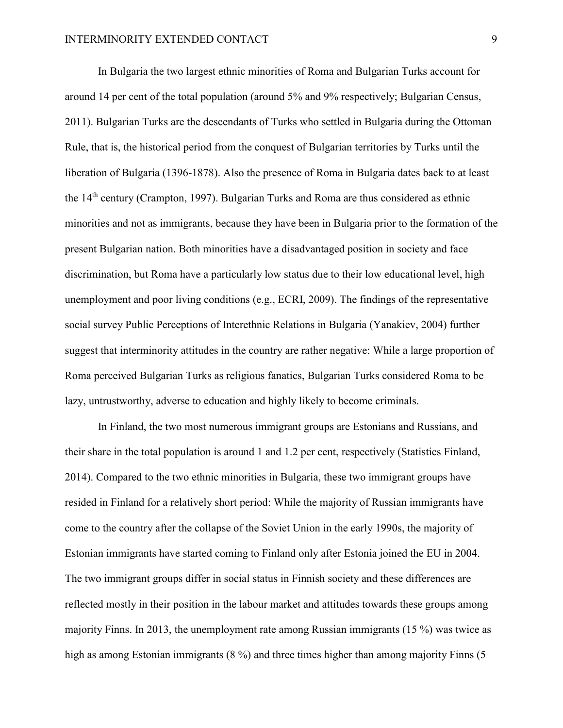In Bulgaria the two largest ethnic minorities of Roma and Bulgarian Turks account for around 14 per cent of the total population (around 5% and 9% respectively; Bulgarian Census, 2011). Bulgarian Turks are the descendants of Turks who settled in Bulgaria during the Ottoman Rule, that is, the historical period from the conquest of Bulgarian territories by Turks until the liberation of Bulgaria (1396-1878). Also the presence of Roma in Bulgaria dates back to at least the 14th century (Crampton, 1997). Bulgarian Turks and Roma are thus considered as ethnic minorities and not as immigrants, because they have been in Bulgaria prior to the formation of the present Bulgarian nation. Both minorities have a disadvantaged position in society and face discrimination, but Roma have a particularly low status due to their low educational level, high unemployment and poor living conditions (e.g., ECRI, 2009). The findings of the representative social survey Public Perceptions of Interethnic Relations in Bulgaria (Yanakiev, 2004) further suggest that interminority attitudes in the country are rather negative: While a large proportion of Roma perceived Bulgarian Turks as religious fanatics, Bulgarian Turks considered Roma to be lazy, untrustworthy, adverse to education and highly likely to become criminals.

In Finland, the two most numerous immigrant groups are Estonians and Russians, and their share in the total population is around 1 and 1.2 per cent, respectively (Statistics Finland, 2014). Compared to the two ethnic minorities in Bulgaria, these two immigrant groups have resided in Finland for a relatively short period: While the majority of Russian immigrants have come to the country after the collapse of the Soviet Union in the early 1990s, the majority of Estonian immigrants have started coming to Finland only after Estonia joined the EU in 2004. The two immigrant groups differ in social status in Finnish society and these differences are reflected mostly in their position in the labour market and attitudes towards these groups among majority Finns. In 2013, the unemployment rate among Russian immigrants (15 %) was twice as high as among Estonian immigrants (8 %) and three times higher than among majority Finns (5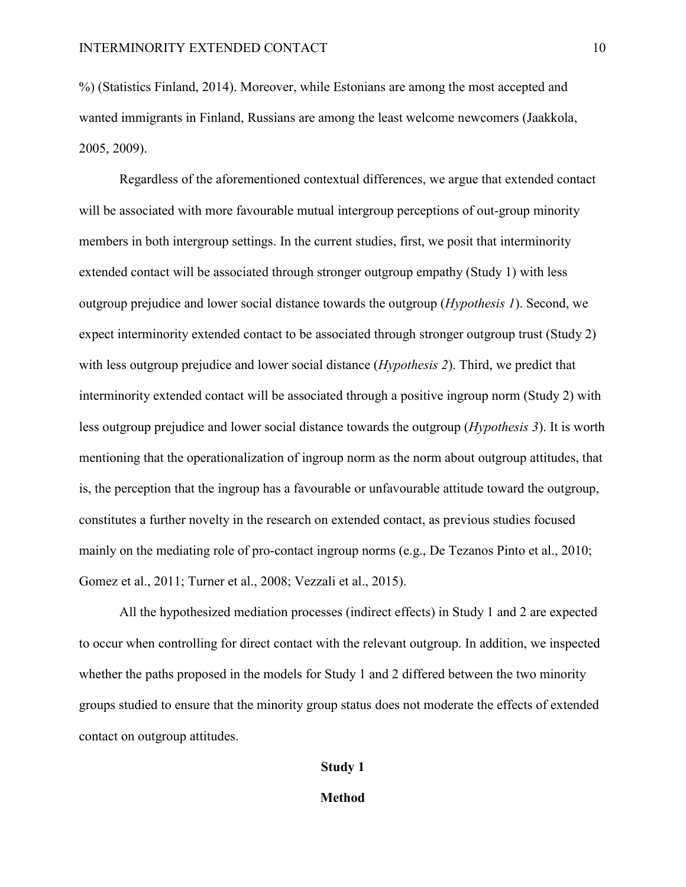%) (Statistics Finland, 2014). Moreover, while Estonians are among the most accepted and wanted immigrants in Finland, Russians are among the least welcome newcomers (Jaakkola, 2005, 2009).

Regardless of the aforementioned contextual differences, we argue that extended contact will be associated with more favourable mutual intergroup perceptions of out-group minority members in both intergroup settings. In the current studies, first, we posit that interminority extended contact will be associated through stronger outgroup empathy (Study 1) with less outgroup prejudice and lower social distance towards the outgroup (*Hypothesis 1*). Second, we expect interminority extended contact to be associated through stronger outgroup trust (Study 2) with less outgroup prejudice and lower social distance (*Hypothesis 2*). Third, we predict that interminority extended contact will be associated through a positive ingroup norm (Study 2) with less outgroup prejudice and lower social distance towards the outgroup (*Hypothesis 3*). It is worth mentioning that the operationalization of ingroup norm as the norm about outgroup attitudes, that is, the perception that the ingroup has a favourable or unfavourable attitude toward the outgroup, constitutes a further novelty in the research on extended contact, as previous studies focused mainly on the mediating role of pro-contact ingroup norms (e.g., De Tezanos Pinto et al., 2010; Gomez et al., 2011; Turner et al., 2008; Vezzali et al., 2015).

All the hypothesized mediation processes (indirect effects) in Study 1 and 2 are expected to occur when controlling for direct contact with the relevant outgroup. In addition, we inspected whether the paths proposed in the models for Study 1 and 2 differed between the two minority groups studied to ensure that the minority group status does not moderate the effects of extended contact on outgroup attitudes.

## Study 1

### Method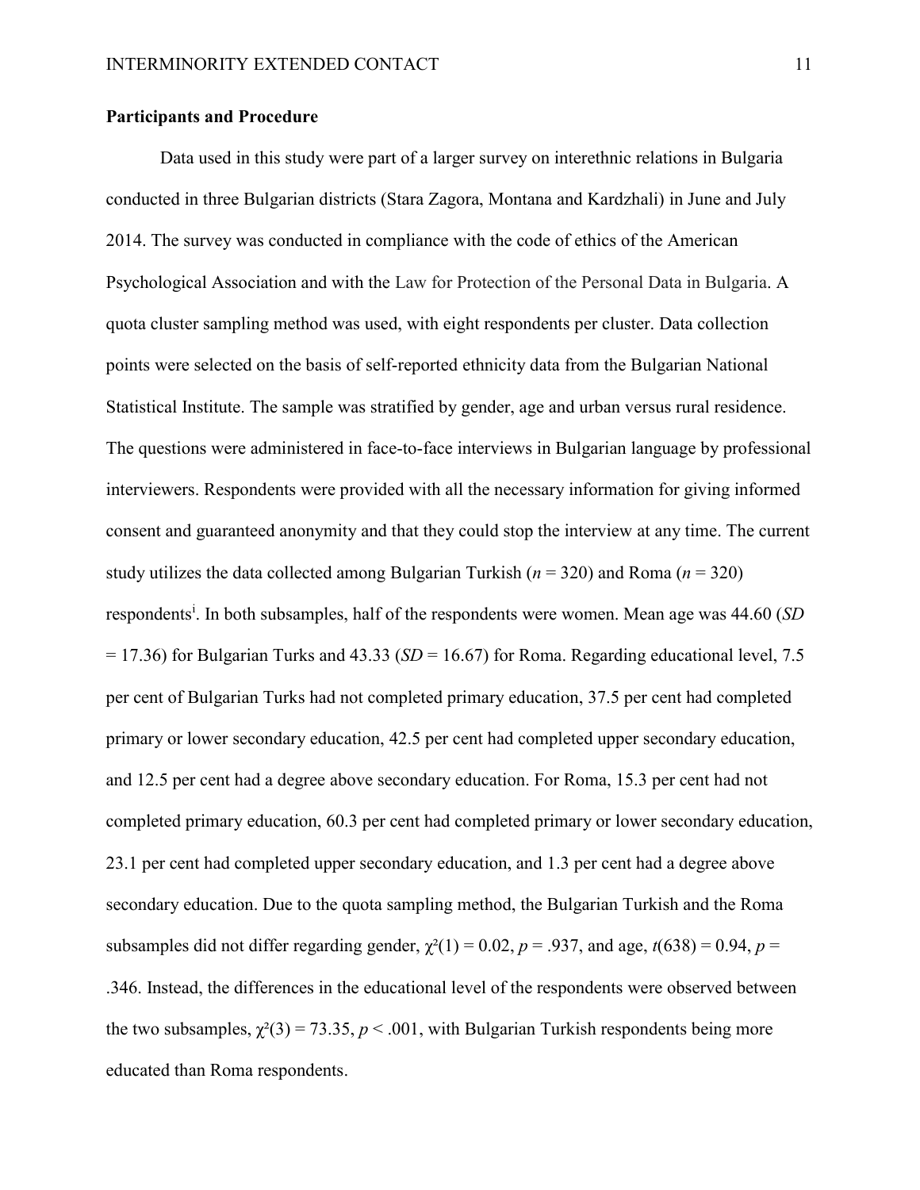**Participants and Procedure**

Data used in this study were part of a larger survey on interethnic relations in Bulgaria conducted in three Bulgarian districts (Stara Zagora, Montana and Kardzhali) in June and July 2014. The survey was conducted in compliance with the code of ethics of the American Psychological Association and with the Law for Protection of the Personal Data in Bulgaria. A quota cluster sampling method was used, with eight respondents per cluster. Data collection points were selected on the basis of self-reported ethnicity data from the Bulgarian National Statistical Institute. The sample was stratified by gender, age and urban versus rural residence. The questions were administered in face-to-face interviews in Bulgarian language by professional interviewers. Respondents were provided with all the necessary information for giving informed consent and guaranteed anonymity and that they could stop the interview at any time. The current study utilizes the data collected among Bulgarian Turkish ($n$ = 320) and Roma ($n$ = 320) respondents[i]. In both subsamples, half of the respondents were women. Mean age was 44.60 ($SD$ = 17.36) for Bulgarian Turks and 43.33 ($SD$ = 16.67) for Roma. Regarding educational level, 7.5 per cent of Bulgarian Turks had not completed primary education, 37.5 per cent had completed primary or lower secondary education, 42.5 per cent had completed upper secondary education, and 12.5 per cent had a degree above secondary education. For Roma, 15.3 per cent had not completed primary education, 60.3 per cent had completed primary or lower secondary education, 23.1 per cent had completed upper secondary education, and 1.3 per cent had a degree above secondary education. Due to the quota sampling method, the Bulgarian Turkish and the Roma subsamples did not differ regarding gender, $\chi^2(1) = 0.02$, $p = .937$, and age, $t(638) = 0.94$, $p = .346$. Instead, the differences in the educational level of the respondents were observed between the two subsamples, $\chi^2(3) = 73.35$, $p < .001$, with Bulgarian Turkish respondents being more educated than Roma respondents.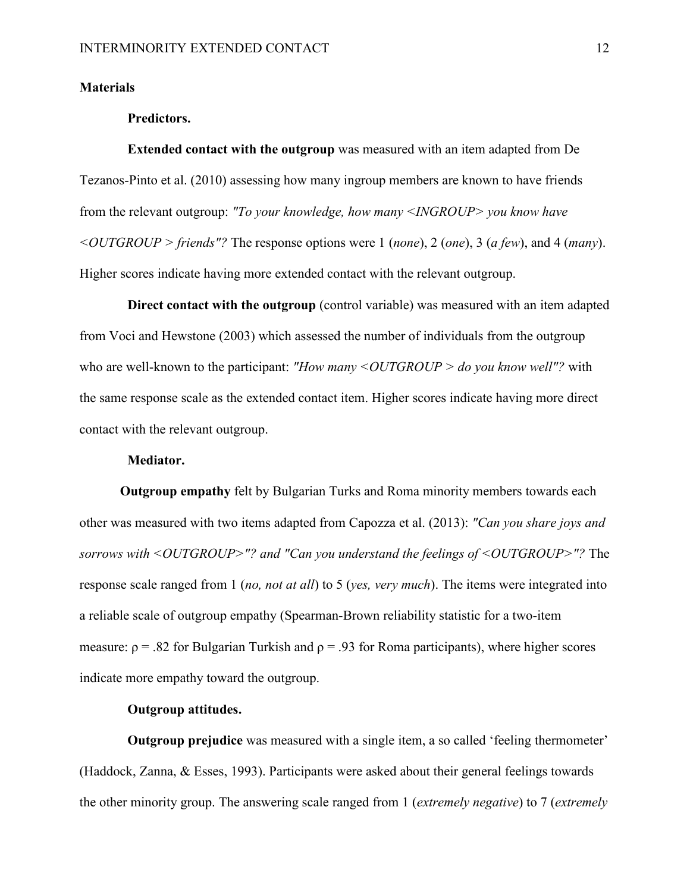## Materials

### Predictors.

**Extended contact with the outgroup** was measured with an item adapted from De Tezanos-Pinto et al. (2010) assessing how many ingroup members are known to have friends from the relevant outgroup: *"To your knowledge, how many <INGROUP> you know have <OUTGROUP > friends"?* The response options were 1 (*none*), 2 (*one*), 3 (*a few*), and 4 (*many*). Higher scores indicate having more extended contact with the relevant outgroup.

**Direct contact with the outgroup** (control variable) was measured with an item adapted from Voci and Hewstone (2003) which assessed the number of individuals from the outgroup who are well-known to the participant: *"How many <OUTGROUP > do you know well"?* with the same response scale as the extended contact item. Higher scores indicate having more direct contact with the relevant outgroup.

### Mediator.

**Outgroup empathy** felt by Bulgarian Turks and Roma minority members towards each other was measured with two items adapted from Capozza et al. (2013): *"Can you share joys and sorrows with <OUTGROUP>"? and "Can you understand the feelings of <OUTGROUP>"?* The response scale ranged from 1 (*no, not at all*) to 5 (*yes, very much*). The items were integrated into a reliable scale of outgroup empathy (Spearman-Brown reliability statistic for a two-item measure: $\rho = .82$ for Bulgarian Turkish and $\rho = .93$ for Roma participants), where higher scores indicate more empathy toward the outgroup.

### Outgroup attitudes.

**Outgroup prejudice** was measured with a single item, a so called 'feeling thermometer' (Haddock, Zanna, & Esses, 1993). Participants were asked about their general feelings towards the other minority group. The answering scale ranged from 1 (*extremely negative*) to 7 (*extremely*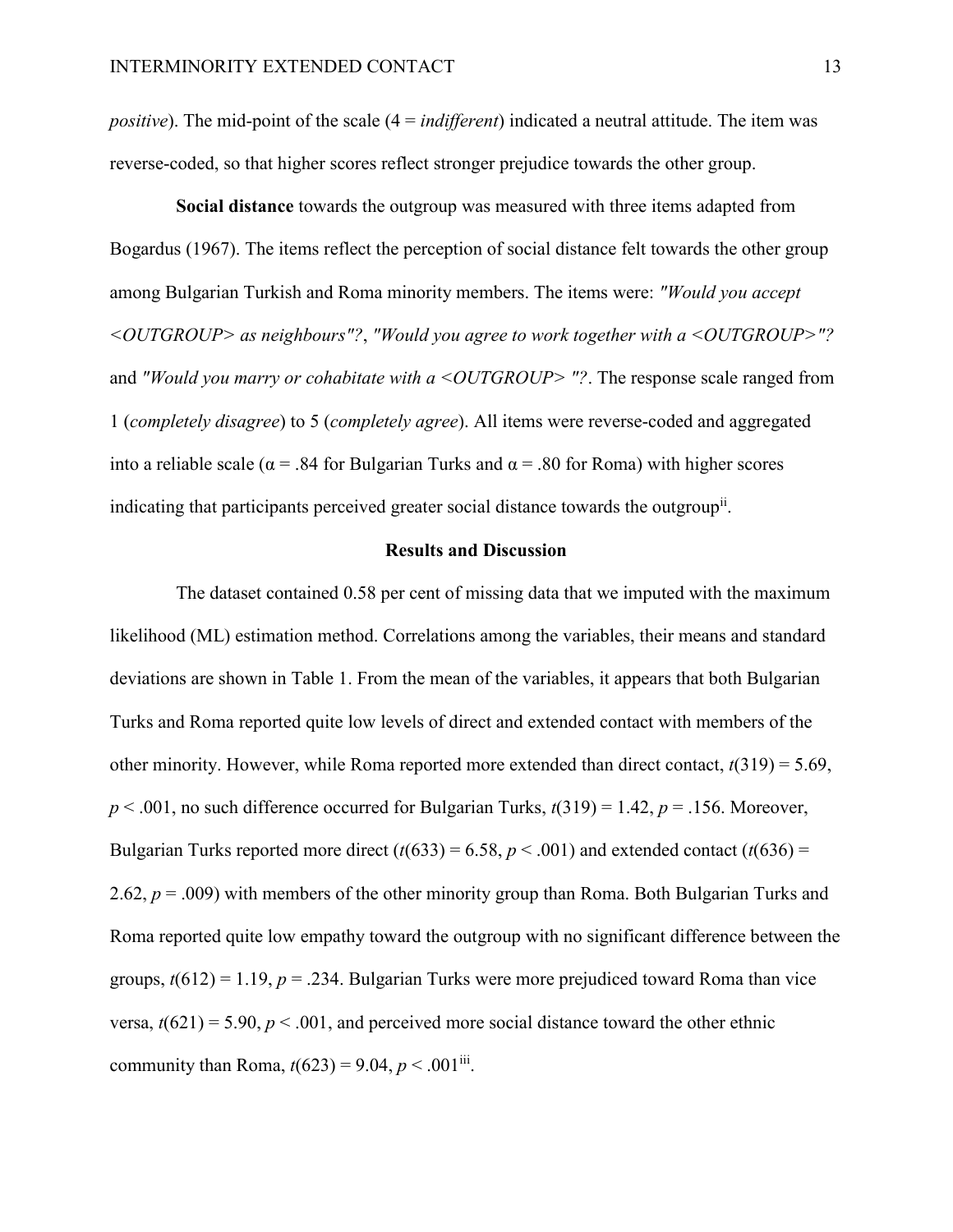*positive*). The mid-point of the scale (4 = *indifferent*) indicated a neutral attitude. The item was reverse-coded, so that higher scores reflect stronger prejudice towards the other group.

**Social distance** towards the outgroup was measured with three items adapted from Bogardus (1967). The items reflect the perception of social distance felt towards the other group among Bulgarian Turkish and Roma minority members. The items were: *"Would you accept <OUTGROUP> as neighbours"?*, *"Would you agree to work together with a <OUTGROUP>"?* and *"Would you marry or cohabitate with a <OUTGROUP> "?*. The response scale ranged from 1 (*completely disagree*) to 5 (*completely agree*). All items were reverse-coded and aggregated into a reliable scale (α = .84 for Bulgarian Turks and α = .80 for Roma) with higher scores indicating that participants perceived greater social distance towards the outgroup[ii].

## Results and Discussion

The dataset contained 0.58 per cent of missing data that we imputed with the maximum likelihood (ML) estimation method. Correlations among the variables, their means and standard deviations are shown in Table 1. From the mean of the variables, it appears that both Bulgarian Turks and Roma reported quite low levels of direct and extended contact with members of the other minority. However, while Roma reported more extended than direct contact, $t(319) = 5.69$, $p < .001$, no such difference occurred for Bulgarian Turks, $t(319) = 1.42$, $p = .156$. Moreover, Bulgarian Turks reported more direct ($t(633) = 6.58$, $p < .001$) and extended contact ($t(636) = 2.62$, $p = .009$) with members of the other minority group than Roma. Both Bulgarian Turks and Roma reported quite low empathy toward the outgroup with no significant difference between the groups, $t(612) = 1.19$, $p = .234$. Bulgarian Turks were more prejudiced toward Roma than vice versa, $t(621) = 5.90$, $p < .001$, and perceived more social distance toward the other ethnic community than Roma, $t(623) = 9.04$, $p < .001$[iii].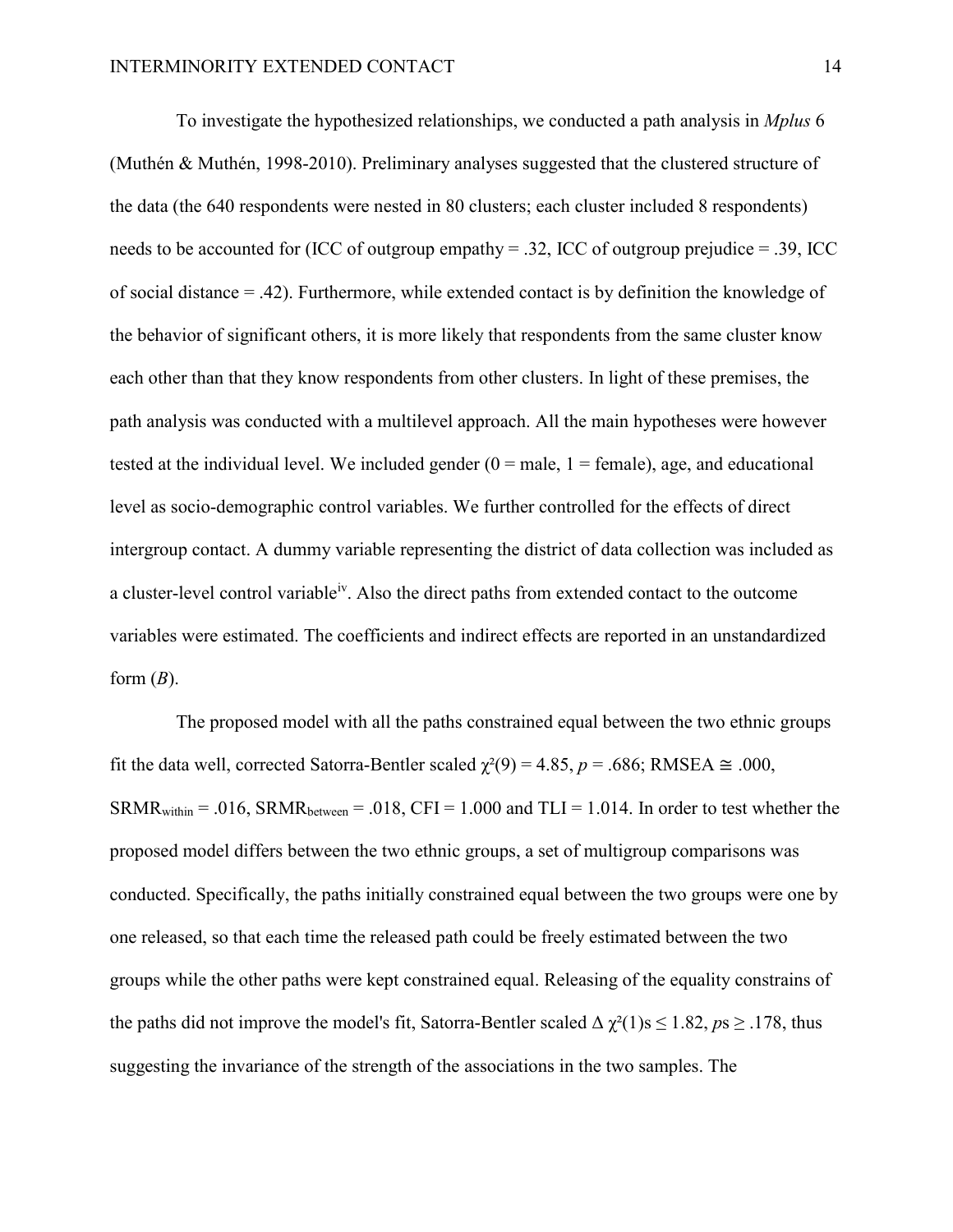To investigate the hypothesized relationships, we conducted a path analysis in *Mplus* 6 (Muthén & Muthén, 1998-2010). Preliminary analyses suggested that the clustered structure of the data (the 640 respondents were nested in 80 clusters; each cluster included 8 respondents) needs to be accounted for (ICC of outgroup empathy = .32, ICC of outgroup prejudice = .39, ICC of social distance = .42). Furthermore, while extended contact is by definition the knowledge of the behavior of significant others, it is more likely that respondents from the same cluster know each other than that they know respondents from other clusters. In light of these premises, the path analysis was conducted with a multilevel approach. All the main hypotheses were however tested at the individual level. We included gender (0 = male, 1 = female), age, and educational level as socio-demographic control variables. We further controlled for the effects of direct intergroup contact. A dummy variable representing the district of data collection was included as a cluster-level control variable[iv]. Also the direct paths from extended contact to the outcome variables were estimated. The coefficients and indirect effects are reported in an unstandardized form ($B$).

The proposed model with all the paths constrained equal between the two ethnic groups fit the data well, corrected Satorra-Bentler scaled $\chi^2(9) = 4.85$, $p = .686$; RMSEA $\cong .000$, $SRMR_{within} = .016$, $SRMR_{between} = .018$, CFI = 1.000 and TLI = 1.014. In order to test whether the proposed model differs between the two ethnic groups, a set of multigroup comparisons was conducted. Specifically, the paths initially constrained equal between the two groups were one by one released, so that each time the released path could be freely estimated between the two groups while the other paths were kept constrained equal. Releasing of the equality constrains of the paths did not improve the model's fit, Satorra-Bentler scaled $\Delta\chi^2(1)$s $\leq 1.82$, $p$s $\geq .178$, thus suggesting the invariance of the strength of the associations in the two samples. The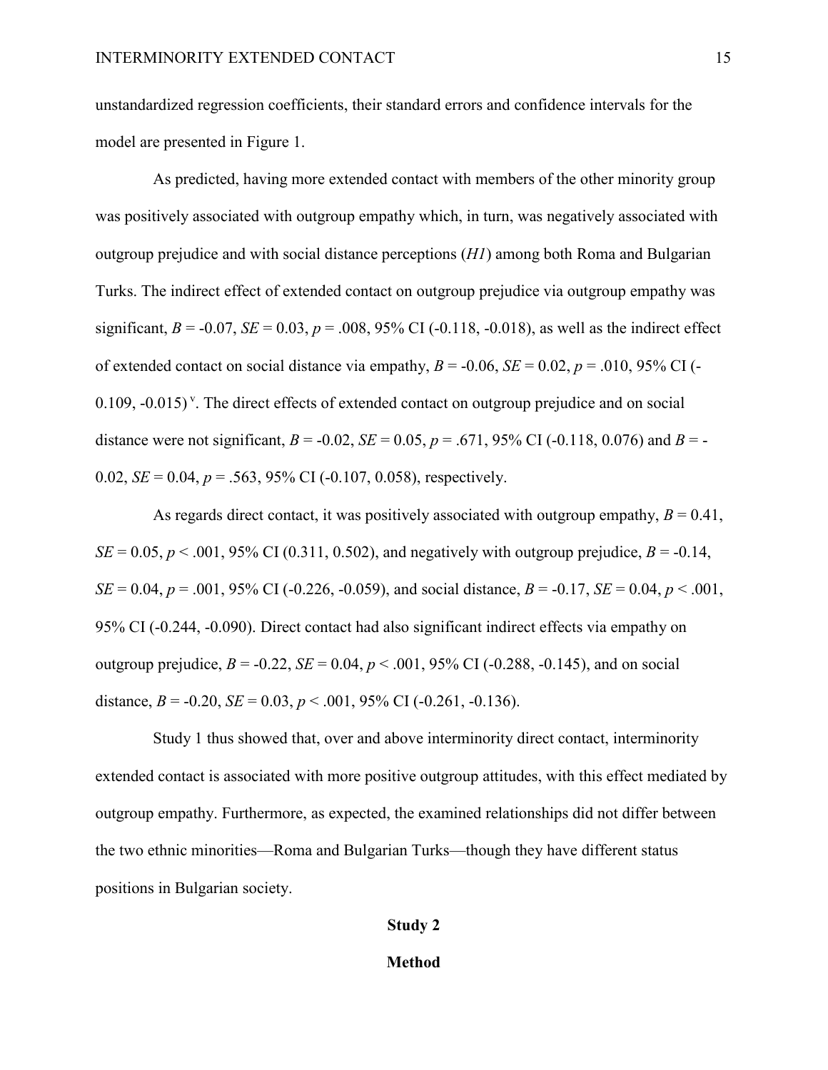unstandardized regression coefficients, their standard errors and confidence intervals for the model are presented in Figure 1.

As predicted, having more extended contact with members of the other minority group was positively associated with outgroup empathy which, in turn, was negatively associated with outgroup prejudice and with social distance perceptions (*H1*) among both Roma and Bulgarian Turks. The indirect effect of extended contact on outgroup prejudice via outgroup empathy was significant, $B = -0.07$, $SE = 0.03$, $p = .008$, 95% CI (-0.118, -0.018), as well as the indirect effect of extended contact on social distance via empathy, $B = -0.06$, $SE = 0.02$, $p = .010$, 95% CI (-0.109, -0.015) [v]. The direct effects of extended contact on outgroup prejudice and on social distance were not significant, $B = -0.02$, $SE = 0.05$, $p = .671$, 95% CI (-0.118, 0.076) and $B = -0.02$, $SE = 0.04$, $p = .563$, 95% CI (-0.107, 0.058), respectively.

As regards direct contact, it was positively associated with outgroup empathy, $B = 0.41$, $SE = 0.05$, $p < .001$, 95% CI (0.311, 0.502), and negatively with outgroup prejudice, $B = -0.14$, $SE = 0.04$, $p = .001$, 95% CI (-0.226, -0.059), and social distance, $B = -0.17$, $SE = 0.04$, $p < .001$, 95% CI (-0.244, -0.090). Direct contact had also significant indirect effects via empathy on outgroup prejudice, $B = -0.22$, $SE = 0.04$, $p < .001$, 95% CI (-0.288, -0.145), and on social distance, $B = -0.20$, $SE = 0.03$, $p < .001$, 95% CI (-0.261, -0.136).

Study 1 thus showed that, over and above interminority direct contact, interminority extended contact is associated with more positive outgroup attitudes, with this effect mediated by outgroup empathy. Furthermore, as expected, the examined relationships did not differ between the two ethnic minorities—Roma and Bulgarian Turks—though they have different status positions in Bulgarian society.

## Study 2

### Method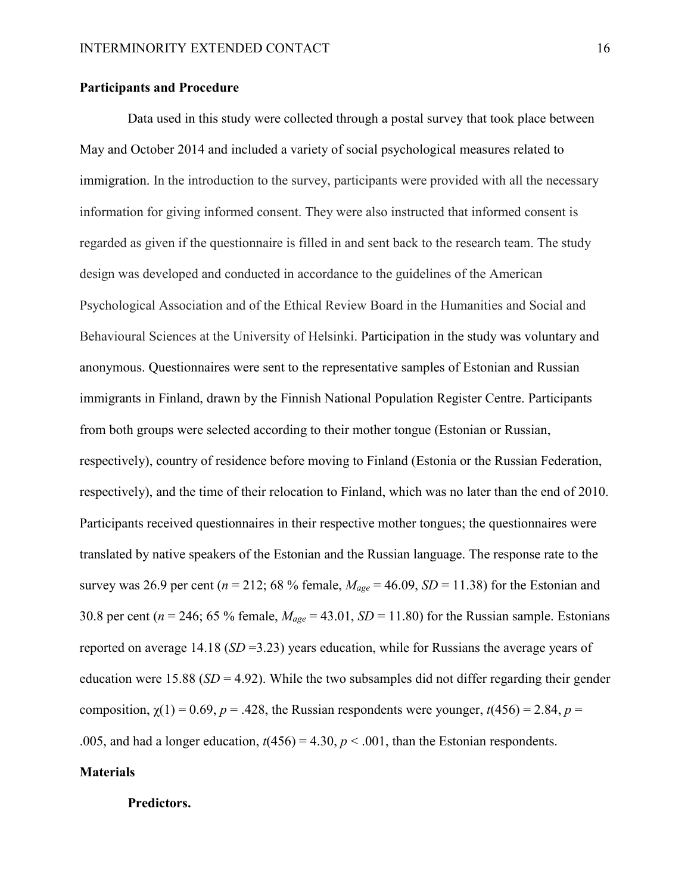## Participants and Procedure

Data used in this study were collected through a postal survey that took place between May and October 2014 and included a variety of social psychological measures related to immigration. In the introduction to the survey, participants were provided with all the necessary information for giving informed consent. They were also instructed that informed consent is regarded as given if the questionnaire is filled in and sent back to the research team. The study design was developed and conducted in accordance to the guidelines of the American Psychological Association and of the Ethical Review Board in the Humanities and Social and Behavioural Sciences at the University of Helsinki. Participation in the study was voluntary and anonymous. Questionnaires were sent to the representative samples of Estonian and Russian immigrants in Finland, drawn by the Finnish National Population Register Centre. Participants from both groups were selected according to their mother tongue (Estonian or Russian, respectively), country of residence before moving to Finland (Estonia or the Russian Federation, respectively), and the time of their relocation to Finland, which was no later than the end of 2010. Participants received questionnaires in their respective mother tongues; the questionnaires were translated by native speakers of the Estonian and the Russian language. The response rate to the survey was 26.9 per cent ($n$ = 212; 68 % female, $M_{age}$ = 46.09, $SD$ = 11.38) for the Estonian and 30.8 per cent ($n$ = 246; 65 % female, $M_{age}$ = 43.01, $SD$ = 11.80) for the Russian sample. Estonians reported on average 14.18 ($SD$ =3.23) years education, while for Russians the average years of education were 15.88 ($SD$ = 4.92). While the two subsamples did not differ regarding their gender composition, $\chi(1) = 0.69$, $p = .428$, the Russian respondents were younger, $t(456) = 2.84$, $p = .005$, and had a longer education, $t(456) = 4.30$, $p < .001$, than the Estonian respondents.

## Materials

### Predictors.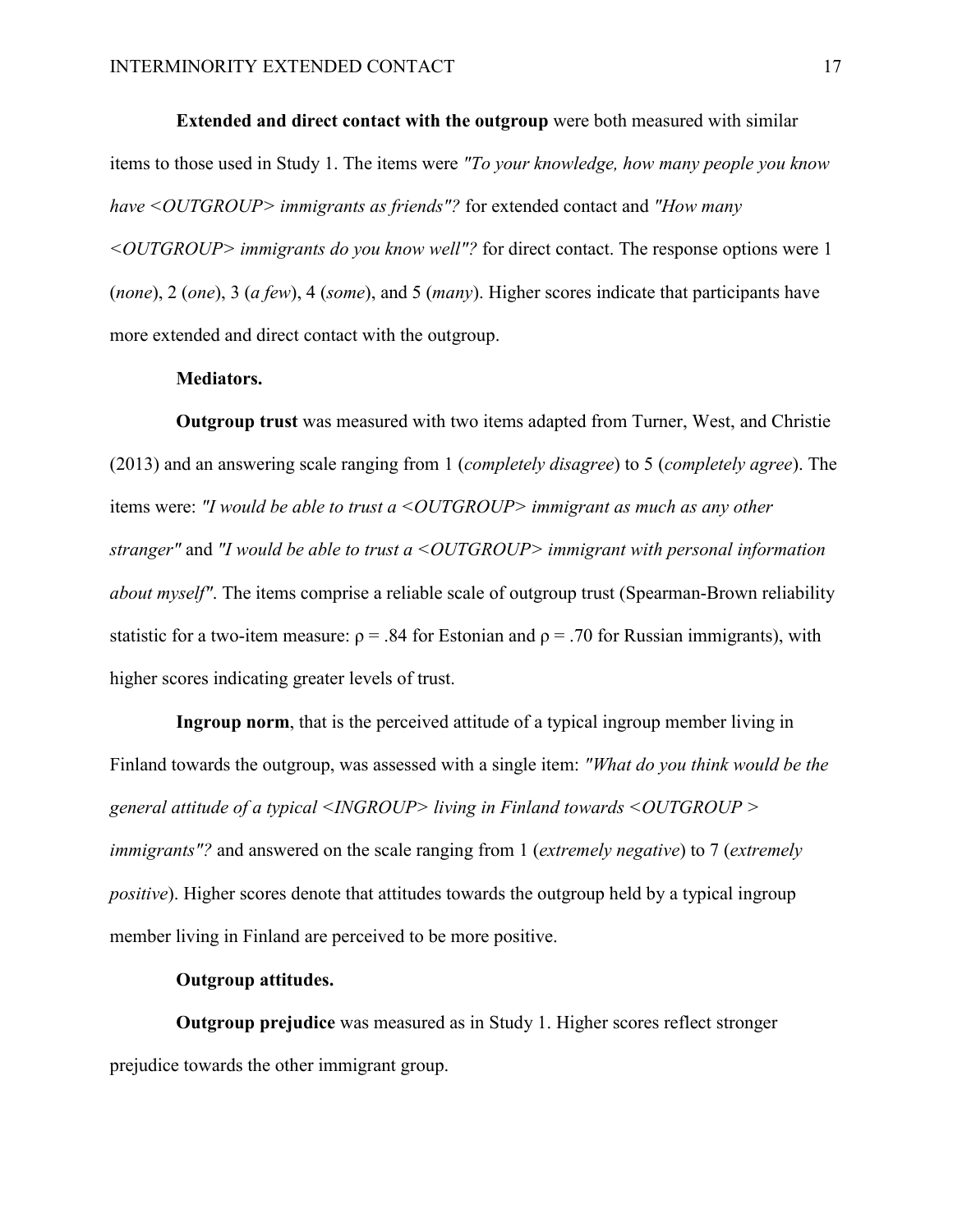**Extended and direct contact with the outgroup** were both measured with similar items to those used in Study 1. The items were *"To your knowledge, how many people you know have <OUTGROUP> immigrants as friends"?* for extended contact and *"How many <OUTGROUP> immigrants do you know well"?* for direct contact. The response options were 1 (*none*), 2 (*one*), 3 (*a few*), 4 (*some*), and 5 (*many*). Higher scores indicate that participants have more extended and direct contact with the outgroup.

**Mediators.**

**Outgroup trust** was measured with two items adapted from Turner, West, and Christie (2013) and an answering scale ranging from 1 (*completely disagree*) to 5 (*completely agree*). The items were: *"I would be able to trust a <OUTGROUP> immigrant as much as any other stranger"* and *"I would be able to trust a <OUTGROUP> immigrant with personal information about myself"*. The items comprise a reliable scale of outgroup trust (Spearman-Brown reliability statistic for a two-item measure: $\rho = .84$ for Estonian and $\rho = .70$ for Russian immigrants), with higher scores indicating greater levels of trust.

**Ingroup norm**, that is the perceived attitude of a typical ingroup member living in Finland towards the outgroup, was assessed with a single item: *"What do you think would be the general attitude of a typical <INGROUP> living in Finland towards <OUTGROUP > immigrants"?* and answered on the scale ranging from 1 (*extremely negative*) to 7 (*extremely positive*). Higher scores denote that attitudes towards the outgroup held by a typical ingroup member living in Finland are perceived to be more positive.

**Outgroup attitudes.**

**Outgroup prejudice** was measured as in Study 1. Higher scores reflect stronger prejudice towards the other immigrant group.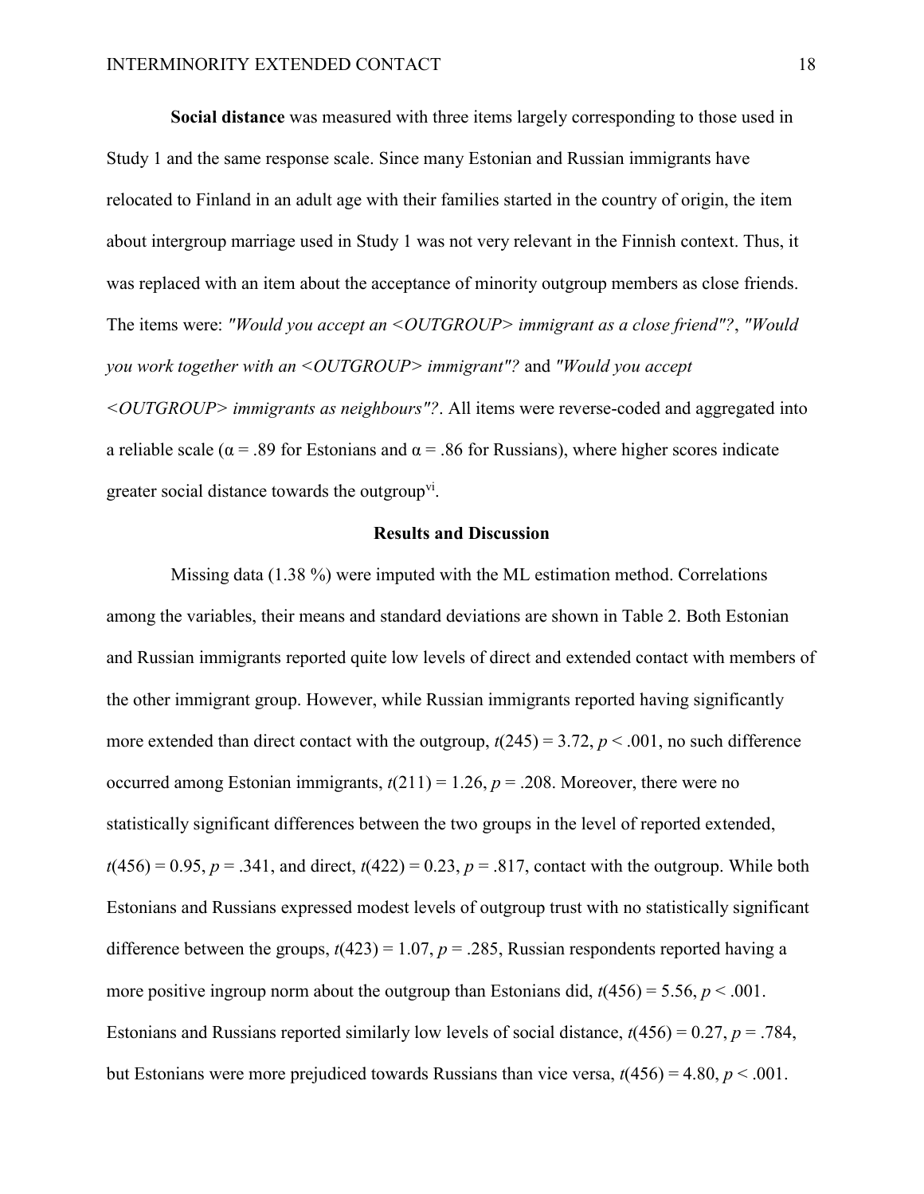**Social distance** was measured with three items largely corresponding to those used in Study 1 and the same response scale. Since many Estonian and Russian immigrants have relocated to Finland in an adult age with their families started in the country of origin, the item about intergroup marriage used in Study 1 was not very relevant in the Finnish context. Thus, it was replaced with an item about the acceptance of minority outgroup members as close friends. The items were: *"Would you accept an <OUTGROUP> immigrant as a close friend"?*, *"Would you work together with an <OUTGROUP> immigrant"?* and *"Would you accept <OUTGROUP> immigrants as neighbours"?*. All items were reverse-coded and aggregated into a reliable scale ($\alpha = .89$ for Estonians and $\alpha = .86$ for Russians), where higher scores indicate greater social distance towards the outgroup[vi].

## Results and Discussion

Missing data (1.38 %) were imputed with the ML estimation method. Correlations among the variables, their means and standard deviations are shown in Table 2. Both Estonian and Russian immigrants reported quite low levels of direct and extended contact with members of the other immigrant group. However, while Russian immigrants reported having significantly more extended than direct contact with the outgroup, $t(245) = 3.72$, $p < .001$, no such difference occurred among Estonian immigrants, $t(211) = 1.26$, $p = .208$. Moreover, there were no statistically significant differences between the two groups in the level of reported extended, $t(456) = 0.95$, $p = .341$, and direct, $t(422) = 0.23$, $p = .817$, contact with the outgroup. While both Estonians and Russians expressed modest levels of outgroup trust with no statistically significant difference between the groups, $t(423) = 1.07$, $p = .285$, Russian respondents reported having a more positive ingroup norm about the outgroup than Estonians did, $t(456) = 5.56$, $p < .001$. Estonians and Russians reported similarly low levels of social distance, $t(456) = 0.27$, $p = .784$, but Estonians were more prejudiced towards Russians than vice versa, $t(456) = 4.80$, $p < .001$.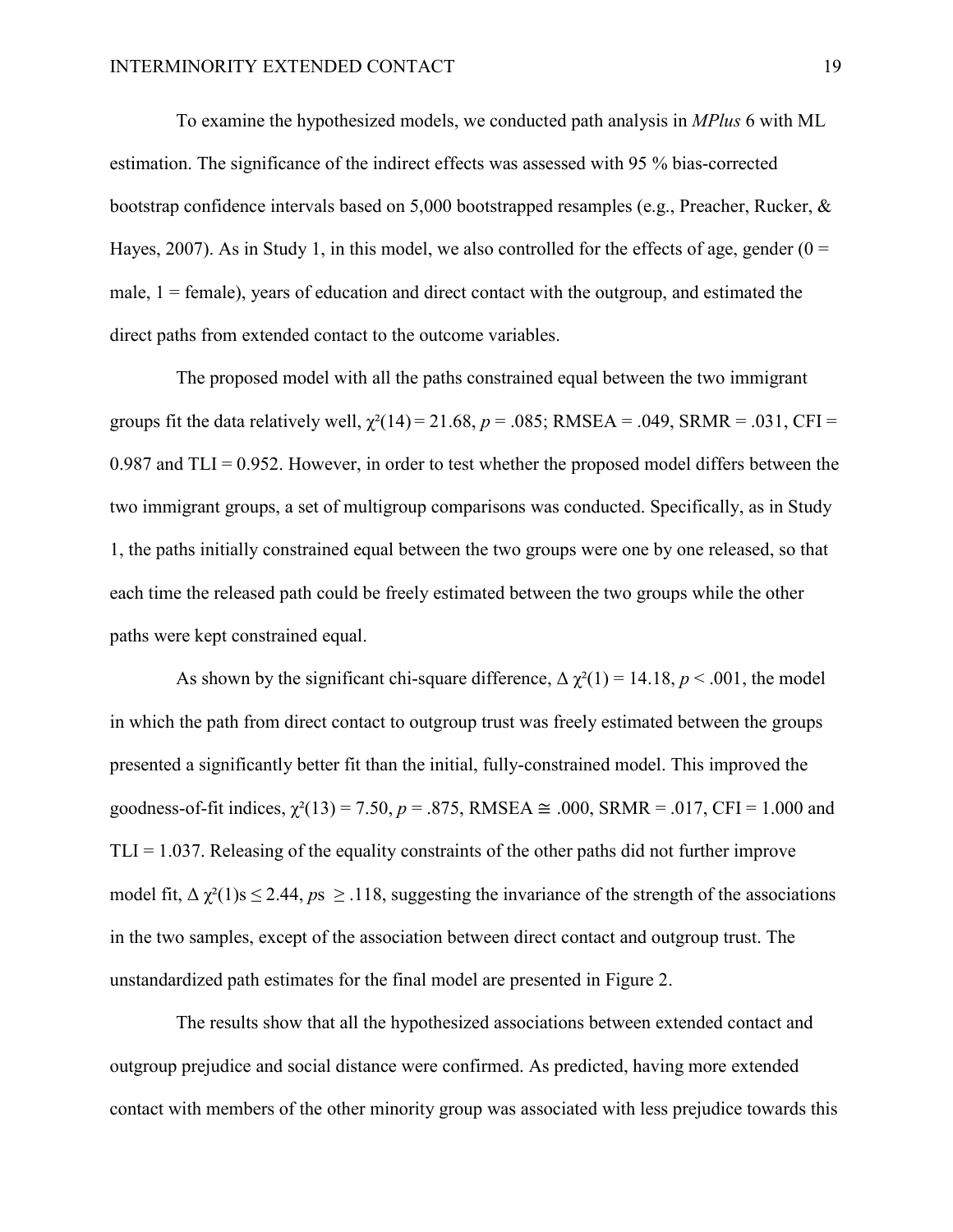To examine the hypothesized models, we conducted path analysis in *MPlus* 6 with ML estimation. The significance of the indirect effects was assessed with 95 % bias-corrected bootstrap confidence intervals based on 5,000 bootstrapped resamples (e.g., Preacher, Rucker, & Hayes, 2007). As in Study 1, in this model, we also controlled for the effects of age, gender (0 = male, 1 = female), years of education and direct contact with the outgroup, and estimated the direct paths from extended contact to the outcome variables.

The proposed model with all the paths constrained equal between the two immigrant groups fit the data relatively well, $\chi^2(14) = 21.68$, $p = .085$; RMSEA = .049, SRMR = .031, CFI = 0.987 and TLI = 0.952. However, in order to test whether the proposed model differs between the two immigrant groups, a set of multigroup comparisons was conducted. Specifically, as in Study 1, the paths initially constrained equal between the two groups were one by one released, so that each time the released path could be freely estimated between the two groups while the other paths were kept constrained equal.

As shown by the significant chi-square difference, $\Delta\chi^2(1) = 14.18$, $p < .001$, the model in which the path from direct contact to outgroup trust was freely estimated between the groups presented a significantly better fit than the initial, fully-constrained model. This improved the goodness-of-fit indices, $\chi^2(13) = 7.50$, $p = .875$, RMSEA $\cong$ .000, SRMR = .017, CFI = 1.000 and TLI = 1.037. Releasing of the equality constraints of the other paths did not further improve model fit, $\Delta\chi^2(1)$s $\leq 2.44$, *p*s $\geq .118$, suggesting the invariance of the strength of the associations in the two samples, except of the association between direct contact and outgroup trust. The unstandardized path estimates for the final model are presented in Figure 2.

The results show that all the hypothesized associations between extended contact and outgroup prejudice and social distance were confirmed. As predicted, having more extended contact with members of the other minority group was associated with less prejudice towards this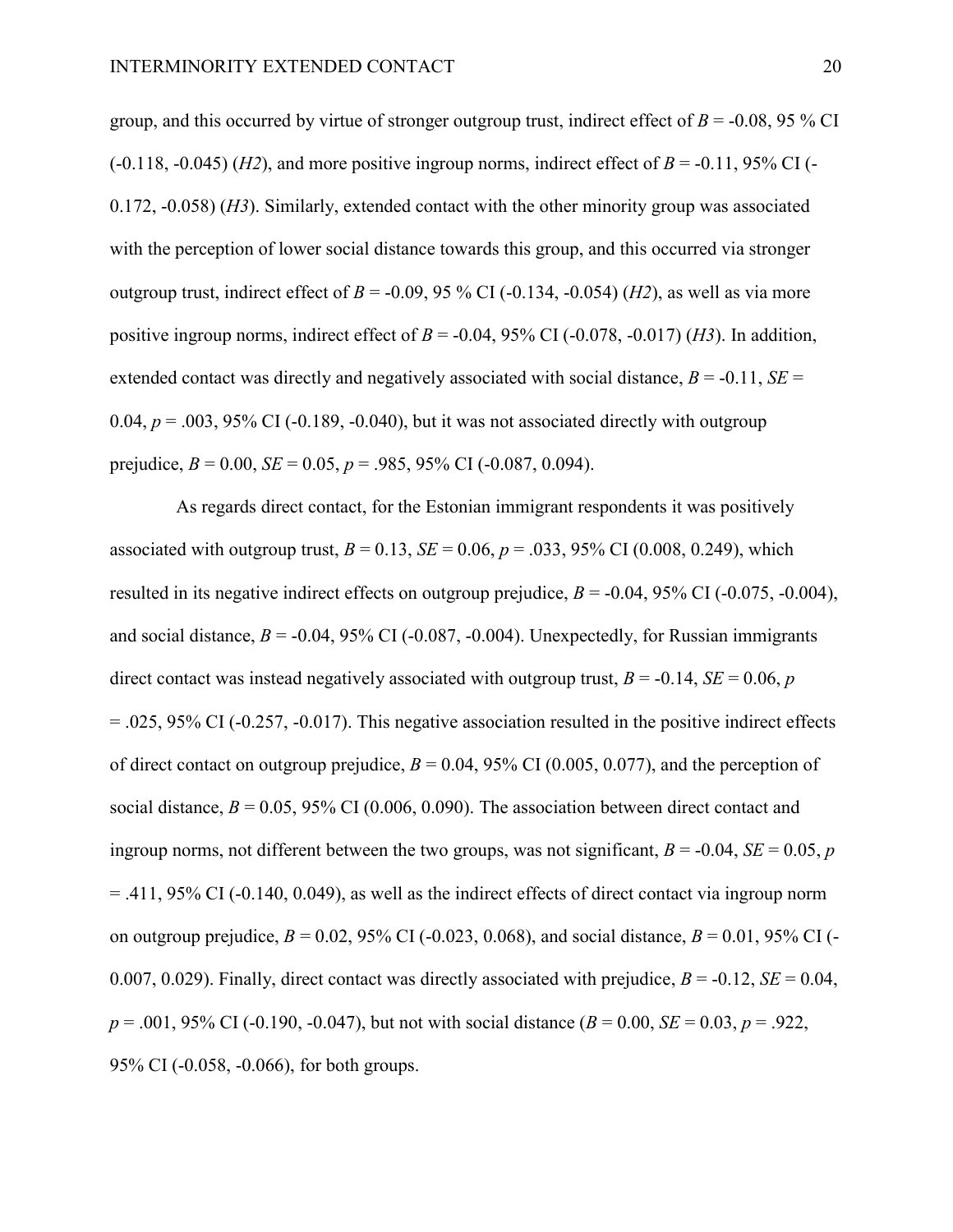group, and this occurred by virtue of stronger outgroup trust, indirect effect of $B = -0.08$, 95 % CI (-0.118, -0.045) (*H2*), and more positive ingroup norms, indirect effect of $B = -0.11$, 95% CI (-0.172, -0.058) (*H3*). Similarly, extended contact with the other minority group was associated with the perception of lower social distance towards this group, and this occurred via stronger outgroup trust, indirect effect of $B = -0.09$, 95 % CI (-0.134, -0.054) (*H2*), as well as via more positive ingroup norms, indirect effect of $B = -0.04$, 95% CI (-0.078, -0.017) (*H3*). In addition, extended contact was directly and negatively associated with social distance, $B = -0.11$, $SE = 0.04$, $p = .003$, 95% CI (-0.189, -0.040), but it was not associated directly with outgroup prejudice, $B = 0.00$, $SE = 0.05$, $p = .985$, 95% CI (-0.087, 0.094).

As regards direct contact, for the Estonian immigrant respondents it was positively associated with outgroup trust, $B = 0.13$, $SE = 0.06$, $p = .033$, 95% CI (0.008, 0.249), which resulted in its negative indirect effects on outgroup prejudice, $B = -0.04$, 95% CI (-0.075, -0.004), and social distance, $B = -0.04$, 95% CI (-0.087, -0.004). Unexpectedly, for Russian immigrants direct contact was instead negatively associated with outgroup trust, $B = -0.14$, $SE = 0.06$, $p = .025$, 95% CI (-0.257, -0.017). This negative association resulted in the positive indirect effects of direct contact on outgroup prejudice, $B = 0.04$, 95% CI (0.005, 0.077), and the perception of social distance, $B = 0.05$, 95% CI (0.006, 0.090). The association between direct contact and ingroup norms, not different between the two groups, was not significant, $B = -0.04$, $SE = 0.05$, $p = .411$, 95% CI (-0.140, 0.049), as well as the indirect effects of direct contact via ingroup norm on outgroup prejudice, $B = 0.02$, 95% CI (-0.023, 0.068), and social distance, $B = 0.01$, 95% CI (-0.007, 0.029). Finally, direct contact was directly associated with prejudice, $B = -0.12$, $SE = 0.04$, $p = .001$, 95% CI (-0.190, -0.047), but not with social distance ($B = 0.00$, $SE = 0.03$, $p = .922$, 95% CI (-0.058, -0.066), for both groups.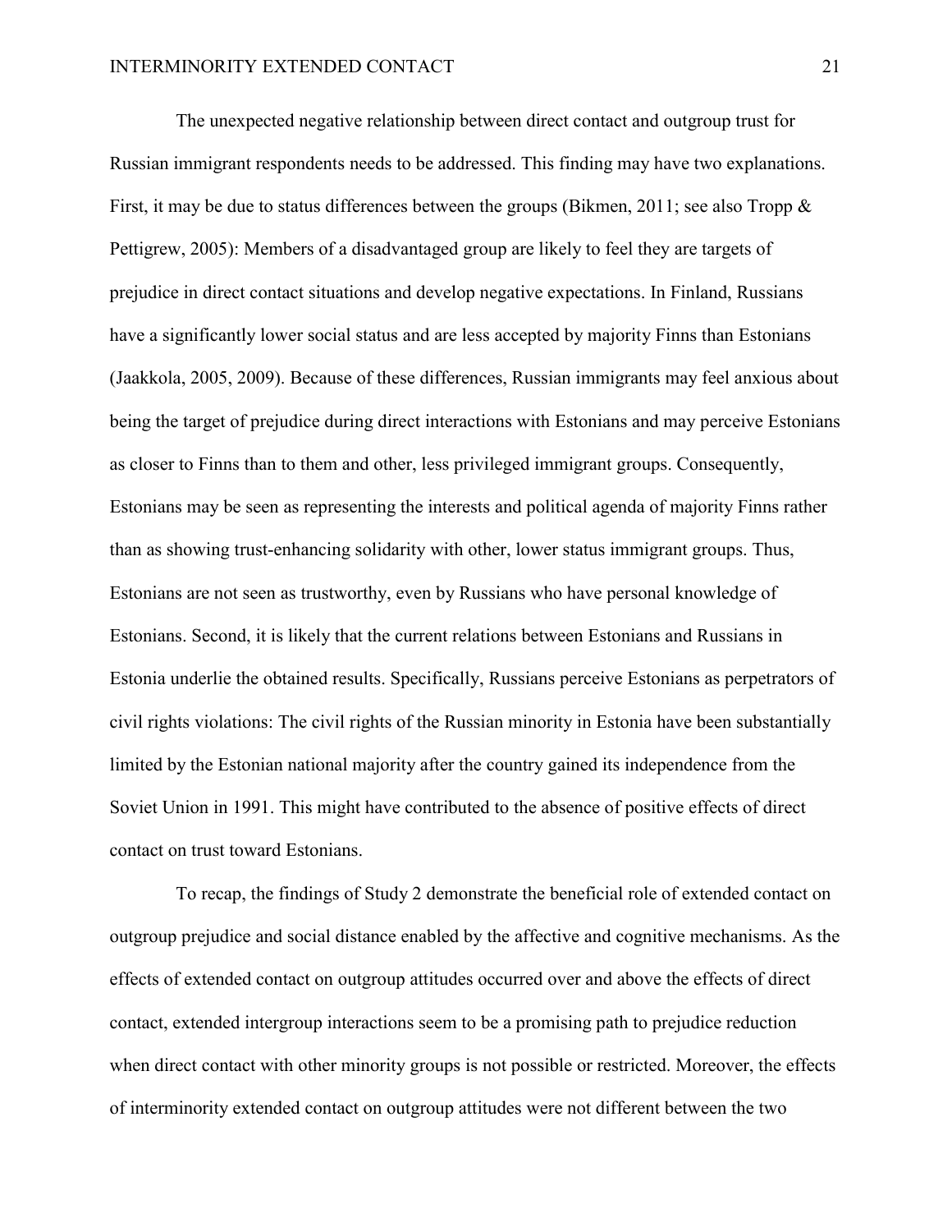The unexpected negative relationship between direct contact and outgroup trust for Russian immigrant respondents needs to be addressed. This finding may have two explanations. First, it may be due to status differences between the groups (Bikmen, 2011; see also Tropp & Pettigrew, 2005): Members of a disadvantaged group are likely to feel they are targets of prejudice in direct contact situations and develop negative expectations. In Finland, Russians have a significantly lower social status and are less accepted by majority Finns than Estonians (Jaakkola, 2005, 2009). Because of these differences, Russian immigrants may feel anxious about being the target of prejudice during direct interactions with Estonians and may perceive Estonians as closer to Finns than to them and other, less privileged immigrant groups. Consequently, Estonians may be seen as representing the interests and political agenda of majority Finns rather than as showing trust-enhancing solidarity with other, lower status immigrant groups. Thus, Estonians are not seen as trustworthy, even by Russians who have personal knowledge of Estonians. Second, it is likely that the current relations between Estonians and Russians in Estonia underlie the obtained results. Specifically, Russians perceive Estonians as perpetrators of civil rights violations: The civil rights of the Russian minority in Estonia have been substantially limited by the Estonian national majority after the country gained its independence from the Soviet Union in 1991. This might have contributed to the absence of positive effects of direct contact on trust toward Estonians.

To recap, the findings of Study 2 demonstrate the beneficial role of extended contact on outgroup prejudice and social distance enabled by the affective and cognitive mechanisms. As the effects of extended contact on outgroup attitudes occurred over and above the effects of direct contact, extended intergroup interactions seem to be a promising path to prejudice reduction when direct contact with other minority groups is not possible or restricted. Moreover, the effects of interminority extended contact on outgroup attitudes were not different between the two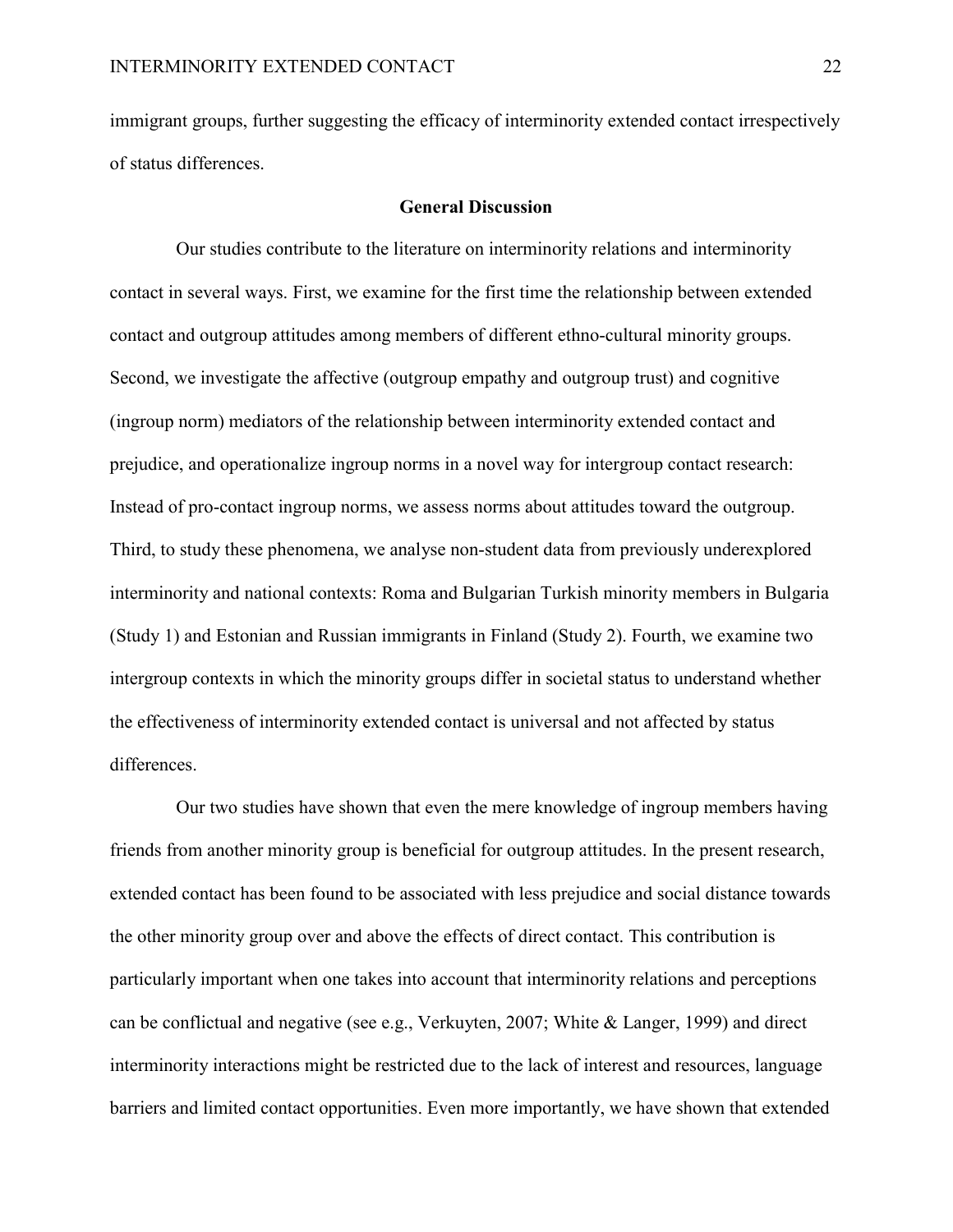immigrant groups, further suggesting the efficacy of interminority extended contact irrespectively of status differences.

## General Discussion

Our studies contribute to the literature on interminority relations and interminority contact in several ways. First, we examine for the first time the relationship between extended contact and outgroup attitudes among members of different ethno-cultural minority groups. Second, we investigate the affective (outgroup empathy and outgroup trust) and cognitive (ingroup norm) mediators of the relationship between interminority extended contact and prejudice, and operationalize ingroup norms in a novel way for intergroup contact research: Instead of pro-contact ingroup norms, we assess norms about attitudes toward the outgroup. Third, to study these phenomena, we analyse non-student data from previously underexplored interminority and national contexts: Roma and Bulgarian Turkish minority members in Bulgaria (Study 1) and Estonian and Russian immigrants in Finland (Study 2). Fourth, we examine two intergroup contexts in which the minority groups differ in societal status to understand whether the effectiveness of interminority extended contact is universal and not affected by status differences.

Our two studies have shown that even the mere knowledge of ingroup members having friends from another minority group is beneficial for outgroup attitudes. In the present research, extended contact has been found to be associated with less prejudice and social distance towards the other minority group over and above the effects of direct contact. This contribution is particularly important when one takes into account that interminority relations and perceptions can be conflictual and negative (see e.g., Verkuyten, 2007; White & Langer, 1999) and direct interminority interactions might be restricted due to the lack of interest and resources, language barriers and limited contact opportunities. Even more importantly, we have shown that extended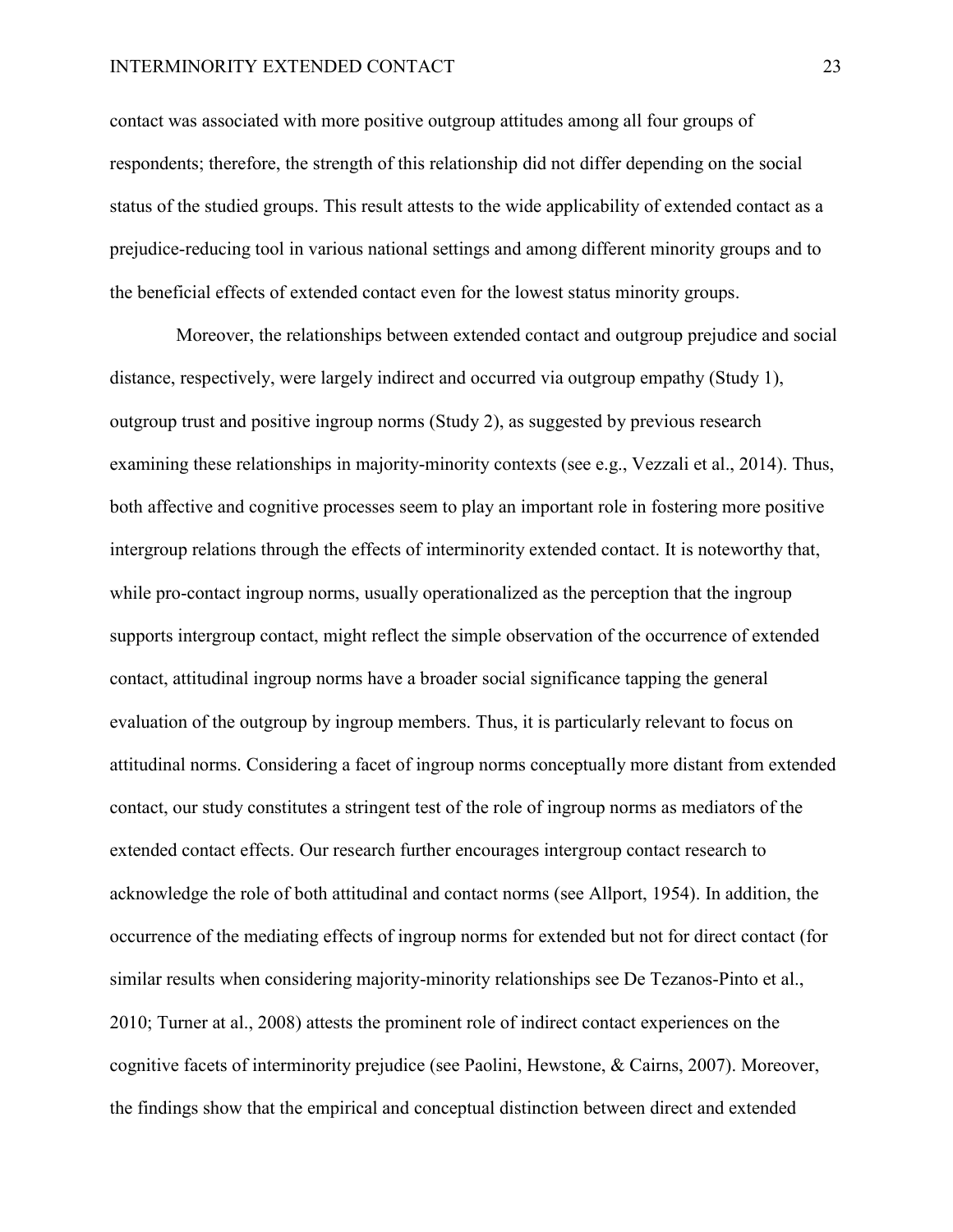contact was associated with more positive outgroup attitudes among all four groups of respondents; therefore, the strength of this relationship did not differ depending on the social status of the studied groups. This result attests to the wide applicability of extended contact as a prejudice-reducing tool in various national settings and among different minority groups and to the beneficial effects of extended contact even for the lowest status minority groups.

Moreover, the relationships between extended contact and outgroup prejudice and social distance, respectively, were largely indirect and occurred via outgroup empathy (Study 1), outgroup trust and positive ingroup norms (Study 2), as suggested by previous research examining these relationships in majority-minority contexts (see e.g., Vezzali et al., 2014). Thus, both affective and cognitive processes seem to play an important role in fostering more positive intergroup relations through the effects of interminority extended contact. It is noteworthy that, while pro-contact ingroup norms, usually operationalized as the perception that the ingroup supports intergroup contact, might reflect the simple observation of the occurrence of extended contact, attitudinal ingroup norms have a broader social significance tapping the general evaluation of the outgroup by ingroup members. Thus, it is particularly relevant to focus on attitudinal norms. Considering a facet of ingroup norms conceptually more distant from extended contact, our study constitutes a stringent test of the role of ingroup norms as mediators of the extended contact effects. Our research further encourages intergroup contact research to acknowledge the role of both attitudinal and contact norms (see Allport, 1954). In addition, the occurrence of the mediating effects of ingroup norms for extended but not for direct contact (for similar results when considering majority-minority relationships see De Tezanos-Pinto et al., 2010; Turner at al., 2008) attests the prominent role of indirect contact experiences on the cognitive facets of interminority prejudice (see Paolini, Hewstone, & Cairns, 2007). Moreover, the findings show that the empirical and conceptual distinction between direct and extended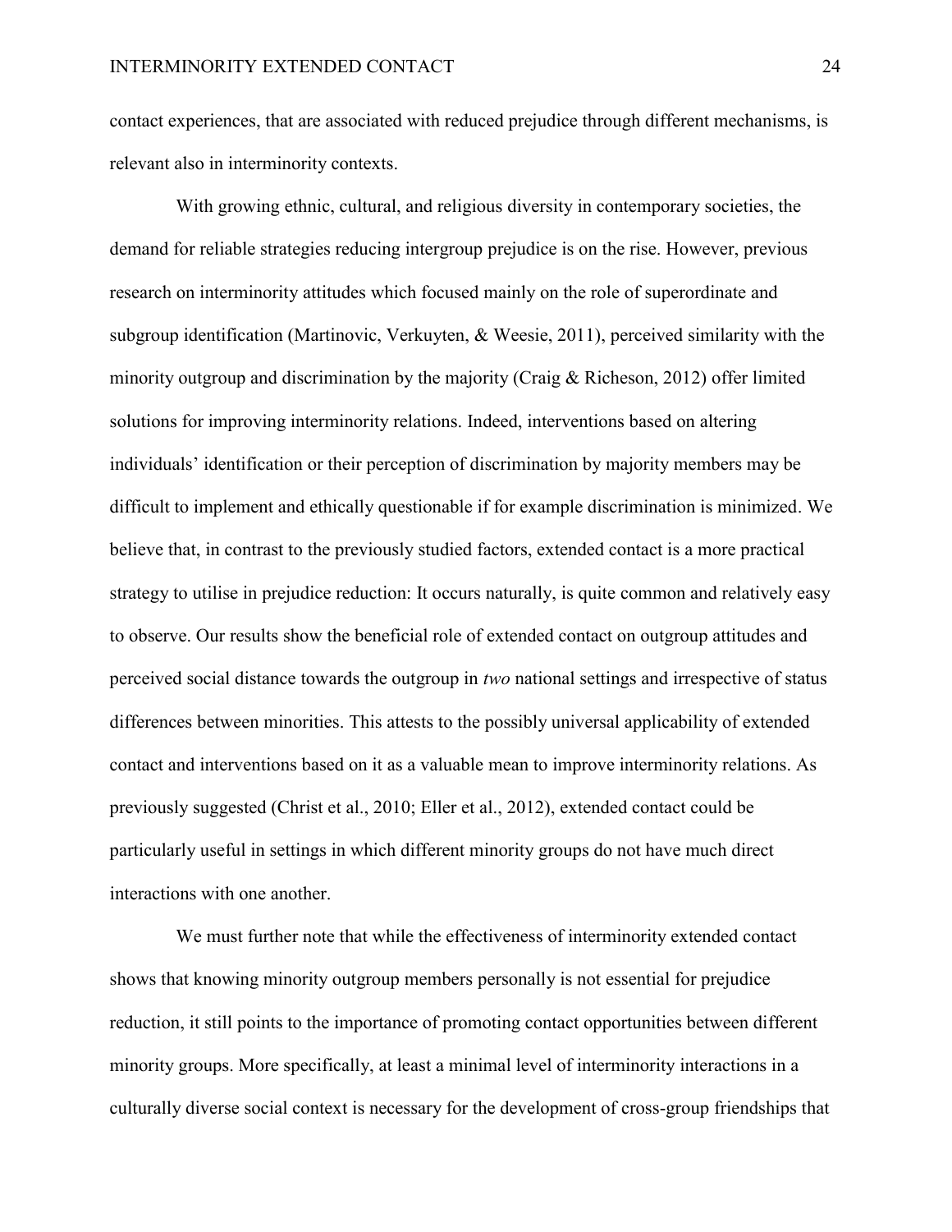contact experiences, that are associated with reduced prejudice through different mechanisms, is relevant also in interminority contexts.

With growing ethnic, cultural, and religious diversity in contemporary societies, the demand for reliable strategies reducing intergroup prejudice is on the rise. However, previous research on interminority attitudes which focused mainly on the role of superordinate and subgroup identification (Martinovic, Verkuyten, & Weesie, 2011), perceived similarity with the minority outgroup and discrimination by the majority (Craig & Richeson, 2012) offer limited solutions for improving interminority relations. Indeed, interventions based on altering individuals' identification or their perception of discrimination by majority members may be difficult to implement and ethically questionable if for example discrimination is minimized. We believe that, in contrast to the previously studied factors, extended contact is a more practical strategy to utilise in prejudice reduction: It occurs naturally, is quite common and relatively easy to observe. Our results show the beneficial role of extended contact on outgroup attitudes and perceived social distance towards the outgroup in *two* national settings and irrespective of status differences between minorities. This attests to the possibly universal applicability of extended contact and interventions based on it as a valuable mean to improve interminority relations. As previously suggested (Christ et al., 2010; Eller et al., 2012), extended contact could be particularly useful in settings in which different minority groups do not have much direct interactions with one another.

We must further note that while the effectiveness of interminority extended contact shows that knowing minority outgroup members personally is not essential for prejudice reduction, it still points to the importance of promoting contact opportunities between different minority groups. More specifically, at least a minimal level of interminority interactions in a culturally diverse social context is necessary for the development of cross-group friendships that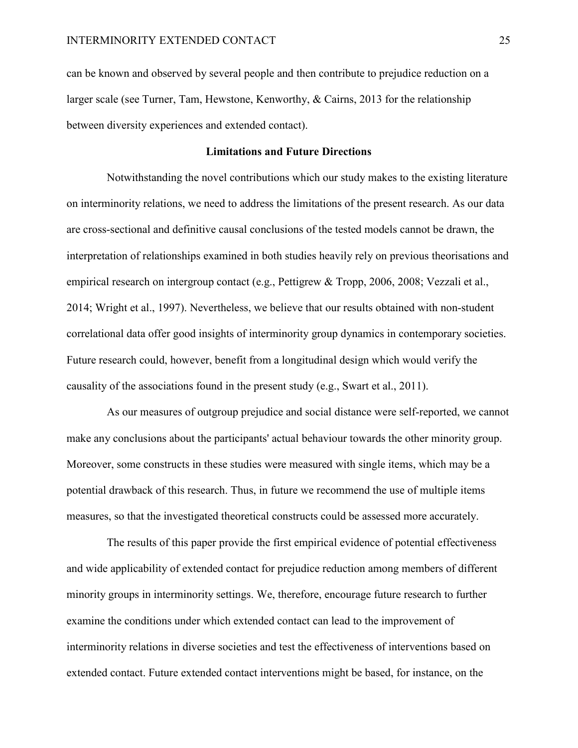can be known and observed by several people and then contribute to prejudice reduction on a larger scale (see Turner, Tam, Hewstone, Kenworthy, & Cairns, 2013 for the relationship between diversity experiences and extended contact).

## Limitations and Future Directions

Notwithstanding the novel contributions which our study makes to the existing literature on interminority relations, we need to address the limitations of the present research. As our data are cross-sectional and definitive causal conclusions of the tested models cannot be drawn, the interpretation of relationships examined in both studies heavily rely on previous theorisations and empirical research on intergroup contact (e.g., Pettigrew & Tropp, 2006, 2008; Vezzali et al., 2014; Wright et al., 1997). Nevertheless, we believe that our results obtained with non-student correlational data offer good insights of interminority group dynamics in contemporary societies. Future research could, however, benefit from a longitudinal design which would verify the causality of the associations found in the present study (e.g., Swart et al., 2011).

As our measures of outgroup prejudice and social distance were self-reported, we cannot make any conclusions about the participants' actual behaviour towards the other minority group. Moreover, some constructs in these studies were measured with single items, which may be a potential drawback of this research. Thus, in future we recommend the use of multiple items measures, so that the investigated theoretical constructs could be assessed more accurately.

The results of this paper provide the first empirical evidence of potential effectiveness and wide applicability of extended contact for prejudice reduction among members of different minority groups in interminority settings. We, therefore, encourage future research to further examine the conditions under which extended contact can lead to the improvement of interminority relations in diverse societies and test the effectiveness of interventions based on extended contact. Future extended contact interventions might be based, for instance, on the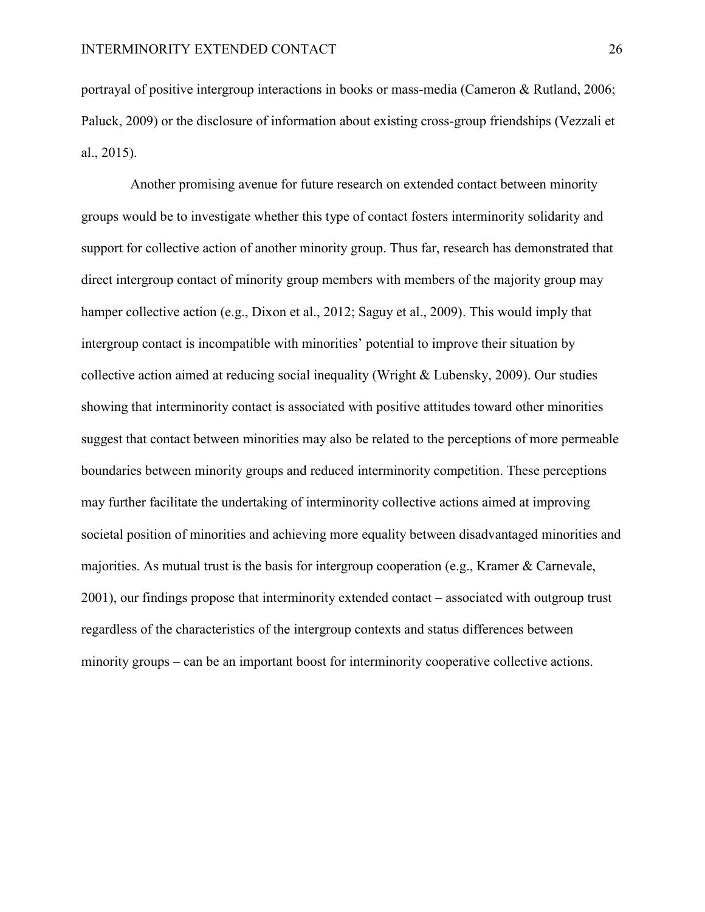portrayal of positive intergroup interactions in books or mass-media (Cameron & Rutland, 2006; Paluck, 2009) or the disclosure of information about existing cross-group friendships (Vezzali et al., 2015).

Another promising avenue for future research on extended contact between minority groups would be to investigate whether this type of contact fosters interminority solidarity and support for collective action of another minority group. Thus far, research has demonstrated that direct intergroup contact of minority group members with members of the majority group may hamper collective action (e.g., Dixon et al., 2012; Saguy et al., 2009). This would imply that intergroup contact is incompatible with minorities' potential to improve their situation by collective action aimed at reducing social inequality (Wright & Lubensky, 2009). Our studies showing that interminority contact is associated with positive attitudes toward other minorities suggest that contact between minorities may also be related to the perceptions of more permeable boundaries between minority groups and reduced interminority competition. These perceptions may further facilitate the undertaking of interminority collective actions aimed at improving societal position of minorities and achieving more equality between disadvantaged minorities and majorities. As mutual trust is the basis for intergroup cooperation (e.g., Kramer & Carnevale, 2001), our findings propose that interminority extended contact – associated with outgroup trust regardless of the characteristics of the intergroup contexts and status differences between minority groups – can be an important boost for interminority cooperative collective actions.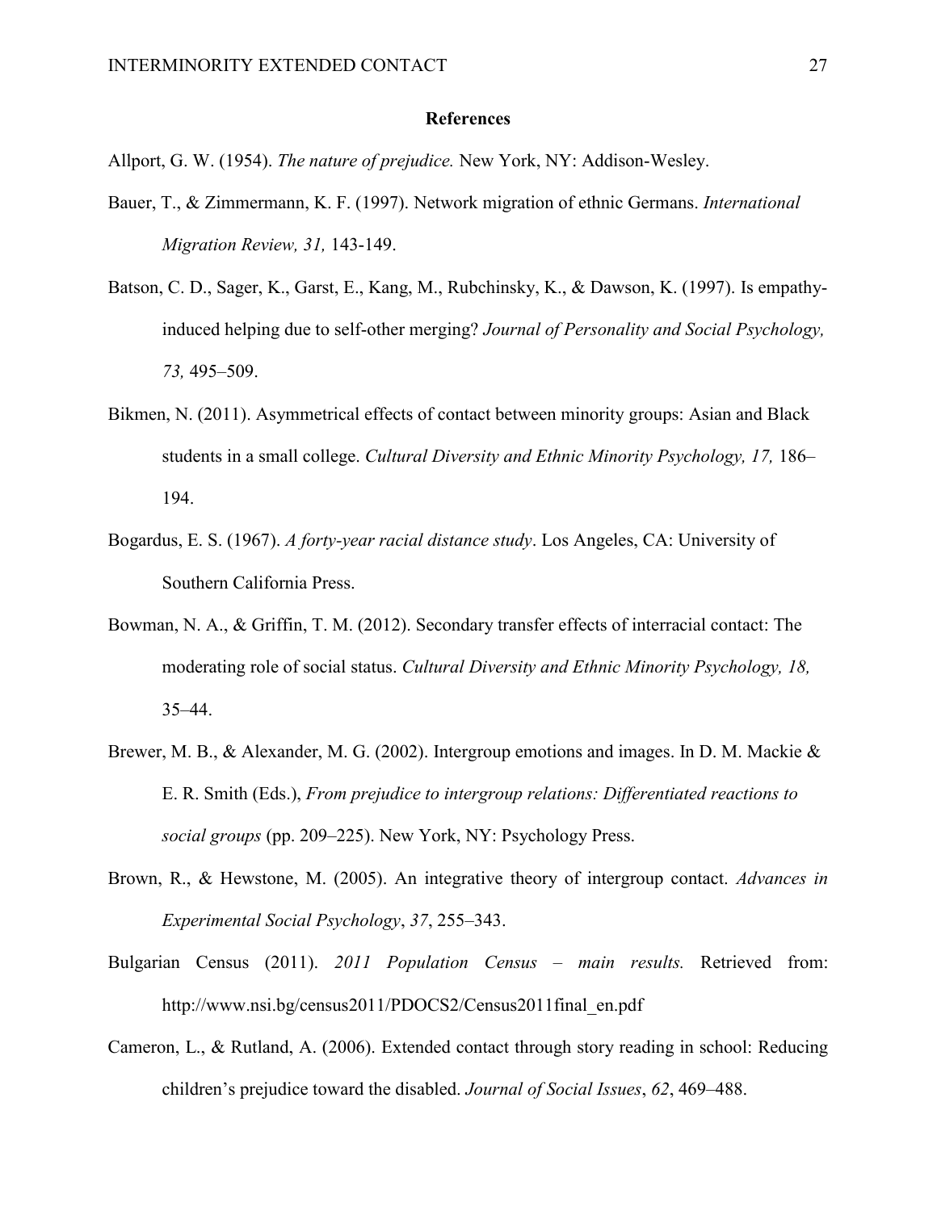## References

Allport, G. W. (1954). *The nature of prejudice.* New York, NY: Addison-Wesley.

Bauer, T., & Zimmermann, K. F. (1997). Network migration of ethnic Germans. *International Migration Review, 31,* 143-149.

Batson, C. D., Sager, K., Garst, E., Kang, M., Rubchinsky, K., & Dawson, K. (1997). Is empathy-induced helping due to self-other merging? *Journal of Personality and Social Psychology, 73,* 495–509.

Bikmen, N. (2011). Asymmetrical effects of contact between minority groups: Asian and Black students in a small college. *Cultural Diversity and Ethnic Minority Psychology, 17,* 186–194.

Bogardus, E. S. (1967). *A forty-year racial distance study*. Los Angeles, CA: University of Southern California Press.

Bowman, N. A., & Griffin, T. M. (2012). Secondary transfer effects of interracial contact: The moderating role of social status. *Cultural Diversity and Ethnic Minority Psychology, 18,* 35–44.

Brewer, M. B., & Alexander, M. G. (2002). Intergroup emotions and images. In D. M. Mackie & E. R. Smith (Eds.), *From prejudice to intergroup relations: Differentiated reactions to social groups* (pp. 209–225). New York, NY: Psychology Press.

Brown, R., & Hewstone, M. (2005). An integrative theory of intergroup contact. *Advances in Experimental Social Psychology*, *37*, 255–343.

Bulgarian Census (2011). *2011 Population Census – main results.* Retrieved from: http://www.nsi.bg/census2011/PDOCS2/Census2011final_en.pdf

Cameron, L., & Rutland, A. (2006). Extended contact through story reading in school: Reducing children's prejudice toward the disabled. *Journal of Social Issues*, *62*, 469–488.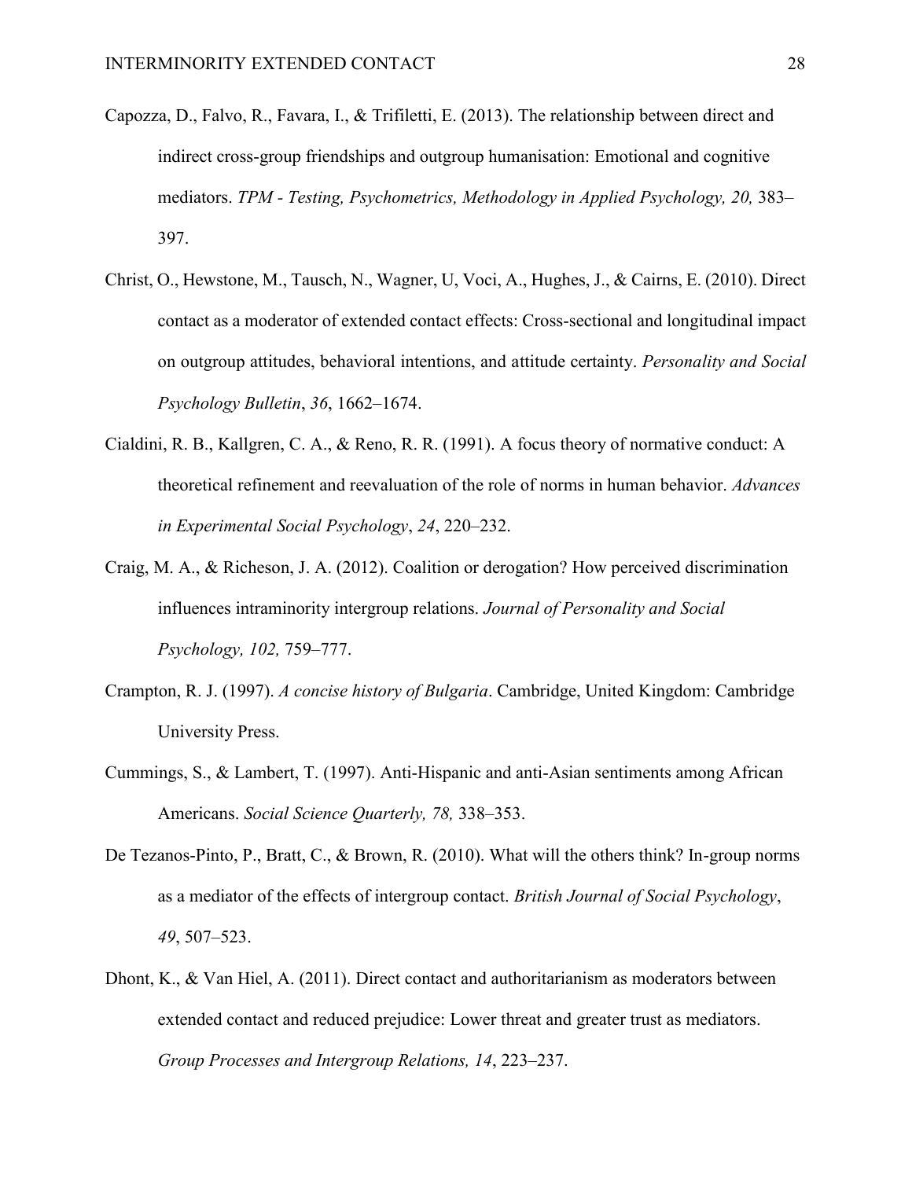Capozza, D., Falvo, R., Favara, I., & Trifiletti, E. (2013). The relationship between direct and indirect cross-group friendships and outgroup humanisation: Emotional and cognitive mediators. *TPM - Testing, Psychometrics, Methodology in Applied Psychology, 20,* 383–397.

Christ, O., Hewstone, M., Tausch, N., Wagner, U, Voci, A., Hughes, J., & Cairns, E. (2010). Direct contact as a moderator of extended contact effects: Cross-sectional and longitudinal impact on outgroup attitudes, behavioral intentions, and attitude certainty. *Personality and Social Psychology Bulletin*, *36*, 1662–1674.

Cialdini, R. B., Kallgren, C. A., & Reno, R. R. (1991). A focus theory of normative conduct: A theoretical refinement and reevaluation of the role of norms in human behavior. *Advances in Experimental Social Psychology*, *24*, 220–232.

Craig, M. A., & Richeson, J. A. (2012). Coalition or derogation? How perceived discrimination influences intraminority intergroup relations. *Journal of Personality and Social Psychology, 102,* 759–777.

Crampton, R. J. (1997). *A concise history of Bulgaria*. Cambridge, United Kingdom: Cambridge University Press.

Cummings, S., & Lambert, T. (1997). Anti-Hispanic and anti-Asian sentiments among African Americans. *Social Science Quarterly, 78,* 338–353.

De Tezanos-Pinto, P., Bratt, C., & Brown, R. (2010). What will the others think? In-group norms as a mediator of the effects of intergroup contact. *British Journal of Social Psychology*, *49*, 507–523.

Dhont, K., & Van Hiel, A. (2011). Direct contact and authoritarianism as moderators between extended contact and reduced prejudice: Lower threat and greater trust as mediators. *Group Processes and Intergroup Relations, 14*, 223–237.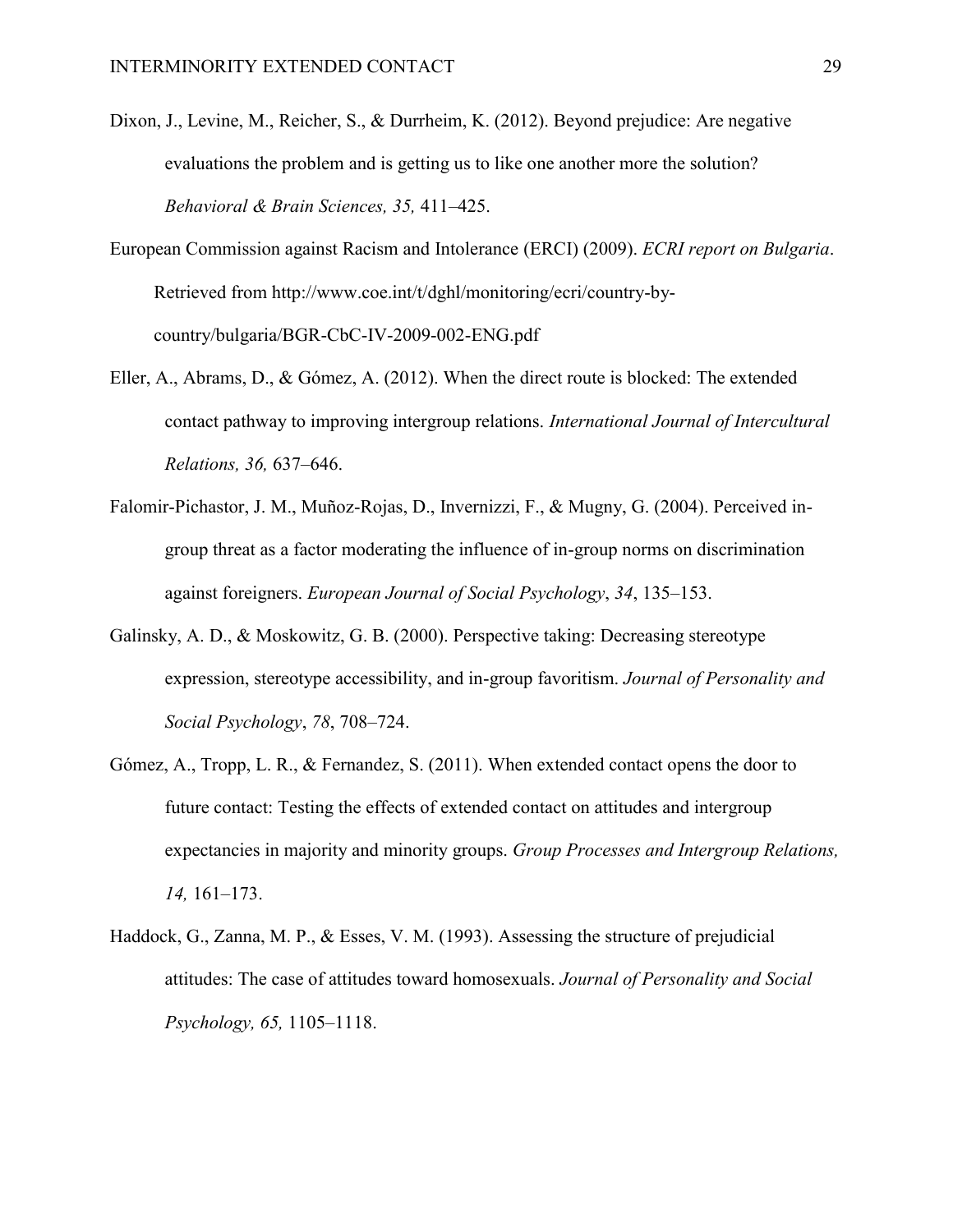Dixon, J., Levine, M., Reicher, S., & Durrheim, K. (2012). Beyond prejudice: Are negative evaluations the problem and is getting us to like one another more the solution? *Behavioral & Brain Sciences, 35,* 411–425.

European Commission against Racism and Intolerance (ERCI) (2009). *ECRI report on Bulgaria*. Retrieved from http://www.coe.int/t/dghl/monitoring/ecri/country-by-country/bulgaria/BGR-CbC-IV-2009-002-ENG.pdf

Eller, A., Abrams, D., & Gómez, A. (2012). When the direct route is blocked: The extended contact pathway to improving intergroup relations. *International Journal of Intercultural Relations, 36,* 637–646.

Falomir-Pichastor, J. M., Muñoz-Rojas, D., Invernizzi, F., & Mugny, G. (2004). Perceived in-group threat as a factor moderating the influence of in-group norms on discrimination against foreigners. *European Journal of Social Psychology*, *34*, 135–153.

Galinsky, A. D., & Moskowitz, G. B. (2000). Perspective taking: Decreasing stereotype expression, stereotype accessibility, and in-group favoritism. *Journal of Personality and Social Psychology*, *78*, 708–724.

Gómez, A., Tropp, L. R., & Fernandez, S. (2011). When extended contact opens the door to future contact: Testing the effects of extended contact on attitudes and intergroup expectancies in majority and minority groups. *Group Processes and Intergroup Relations, 14,* 161–173.

Haddock, G., Zanna, M. P., & Esses, V. M. (1993). Assessing the structure of prejudicial attitudes: The case of attitudes toward homosexuals. *Journal of Personality and Social Psychology, 65,* 1105–1118.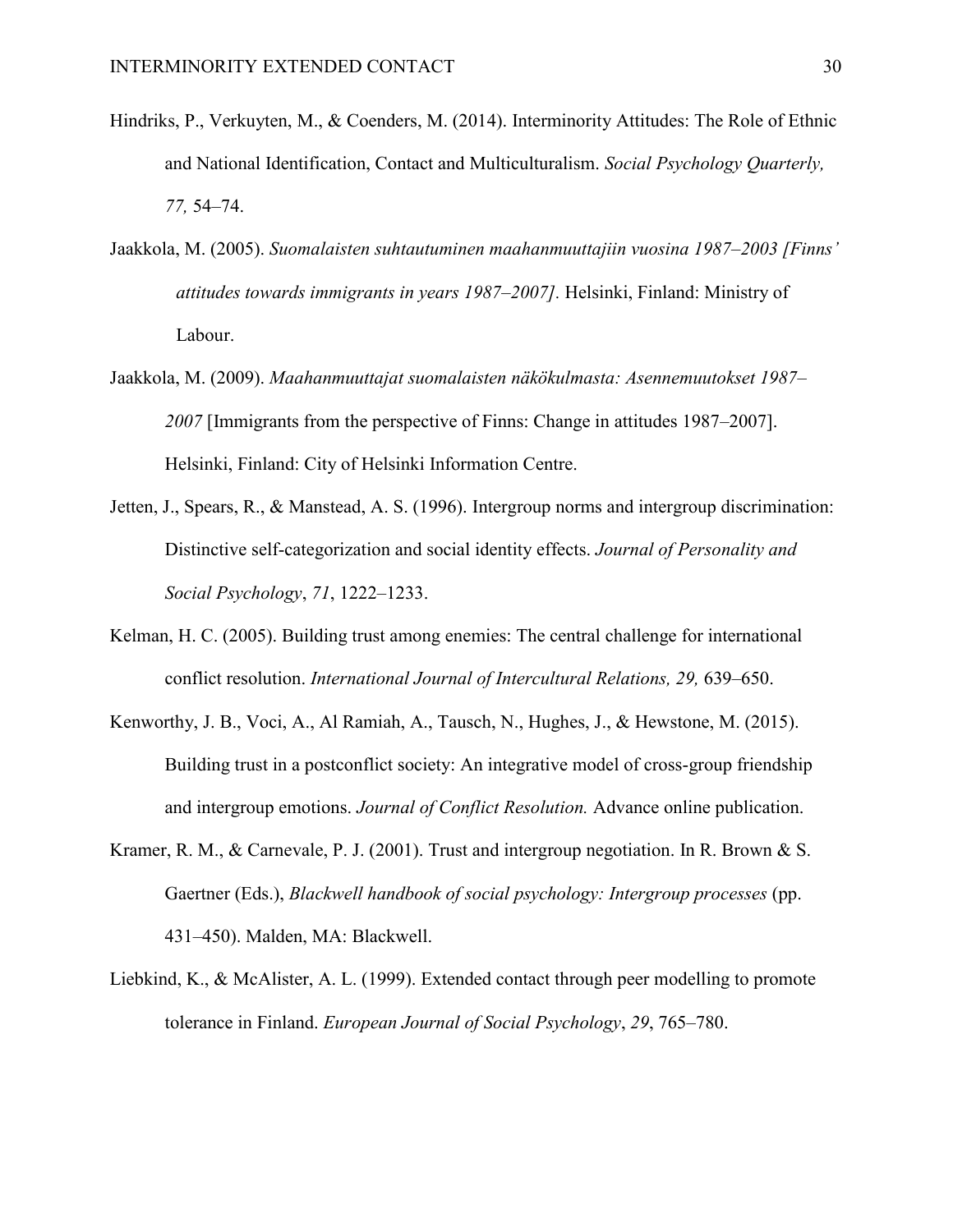Hindriks, P., Verkuyten, M., & Coenders, M. (2014). Interminority Attitudes: The Role of Ethnic and National Identification, Contact and Multiculturalism. *Social Psychology Quarterly, 77,* 54–74.

Jaakkola, M. (2005). *Suomalaisten suhtautuminen maahanmuuttajiin vuosina 1987–2003 [Finns' attitudes towards immigrants in years 1987–2007].* Helsinki, Finland: Ministry of Labour.

Jaakkola, M. (2009). *Maahanmuuttajat suomalaisten näkökulmasta: Asennemuutokset 1987–2007* [Immigrants from the perspective of Finns: Change in attitudes 1987–2007]. Helsinki, Finland: City of Helsinki Information Centre.

Jetten, J., Spears, R., & Manstead, A. S. (1996). Intergroup norms and intergroup discrimination: Distinctive self-categorization and social identity effects. *Journal of Personality and Social Psychology*, *71*, 1222–1233.

Kelman, H. C. (2005). Building trust among enemies: The central challenge for international conflict resolution. *International Journal of Intercultural Relations, 29,* 639–650.

Kenworthy, J. B., Voci, A., Al Ramiah, A., Tausch, N., Hughes, J., & Hewstone, M. (2015). Building trust in a postconflict society: An integrative model of cross-group friendship and intergroup emotions. *Journal of Conflict Resolution.* Advance online publication.

Kramer, R. M., & Carnevale, P. J. (2001). Trust and intergroup negotiation. In R. Brown & S. Gaertner (Eds.), *Blackwell handbook of social psychology: Intergroup processes* (pp. 431–450). Malden, MA: Blackwell.

Liebkind, K., & McAlister, A. L. (1999). Extended contact through peer modelling to promote tolerance in Finland. *European Journal of Social Psychology*, *29*, 765–780.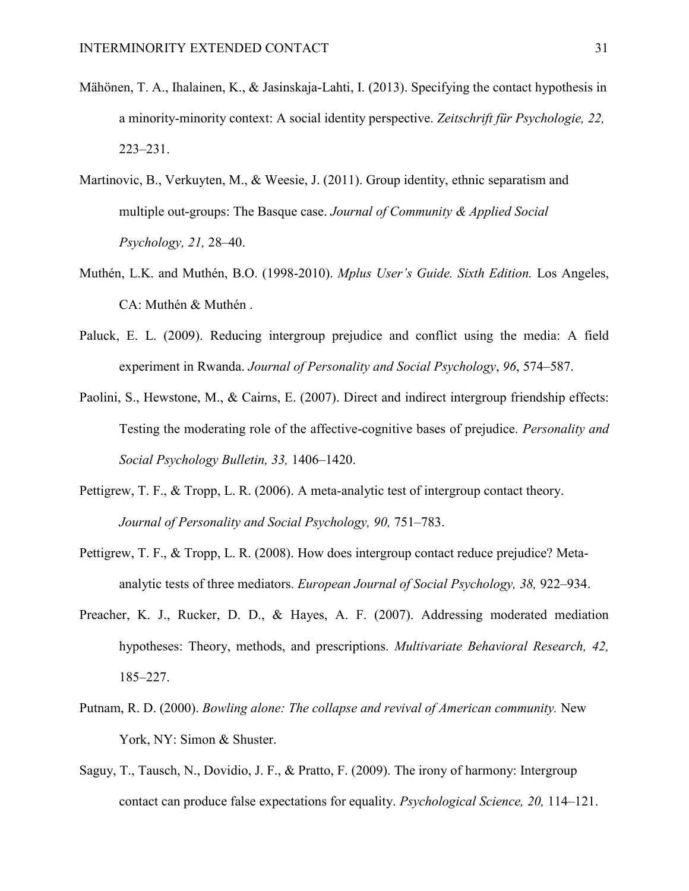Mähönen, T. A., Ihalainen, K., & Jasinskaja-Lahti, I. (2013). Specifying the contact hypothesis in a minority-minority context: A social identity perspective. *Zeitschrift für Psychologie, 22,* 223–231.

Martinovic, B., Verkuyten, M., & Weesie, J. (2011). Group identity, ethnic separatism and multiple out-groups: The Basque case. *Journal of Community & Applied Social Psychology, 21,* 28–40.

Muthén, L.K. and Muthén, B.O. (1998-2010). *Mplus User's Guide. Sixth Edition.* Los Angeles, CA: Muthén & Muthén .

Paluck, E. L. (2009). Reducing intergroup prejudice and conflict using the media: A field experiment in Rwanda. *Journal of Personality and Social Psychology*, *96*, 574–587.

Paolini, S., Hewstone, M., & Cairns, E. (2007). Direct and indirect intergroup friendship effects: Testing the moderating role of the affective-cognitive bases of prejudice. *Personality and Social Psychology Bulletin, 33,* 1406–1420.

Pettigrew, T. F., & Tropp, L. R. (2006). A meta-analytic test of intergroup contact theory. *Journal of Personality and Social Psychology, 90,* 751–783.

Pettigrew, T. F., & Tropp, L. R. (2008). How does intergroup contact reduce prejudice? Meta-analytic tests of three mediators. *European Journal of Social Psychology, 38,* 922–934.

Preacher, K. J., Rucker, D. D., & Hayes, A. F. (2007). Addressing moderated mediation hypotheses: Theory, methods, and prescriptions. *Multivariate Behavioral Research, 42,* 185–227.

Putnam, R. D. (2000). *Bowling alone: The collapse and revival of American community.* New York, NY: Simon & Shuster.

Saguy, T., Tausch, N., Dovidio, J. F., & Pratto, F. (2009). The irony of harmony: Intergroup contact can produce false expectations for equality. *Psychological Science, 20,* 114–121.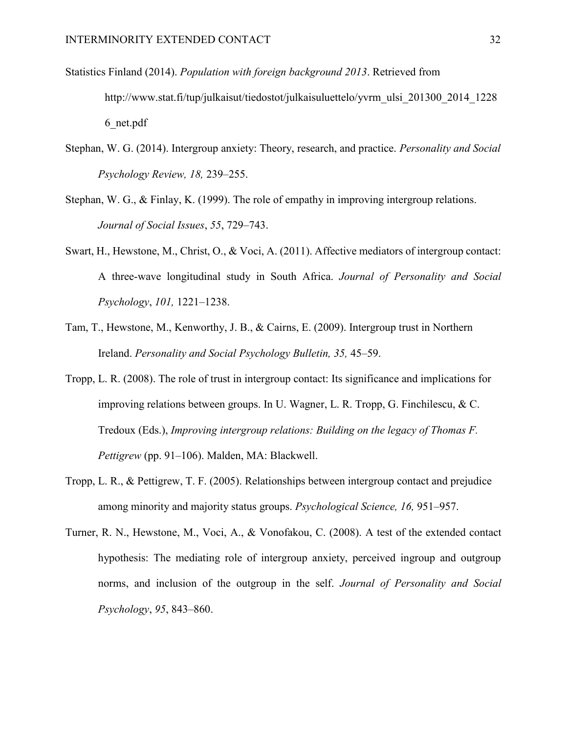Statistics Finland (2014). *Population with foreign background 2013*. Retrieved from http://www.stat.fi/tup/julkaisut/tiedostot/julkaisuluettelo/yvrm_ulsi_201300_2014_12286_net.pdf

Stephan, W. G. (2014). Intergroup anxiety: Theory, research, and practice. *Personality and Social Psychology Review, 18,* 239–255.

Stephan, W. G., & Finlay, K. (1999). The role of empathy in improving intergroup relations. *Journal of Social Issues*, *55*, 729–743.

Swart, H., Hewstone, M., Christ, O., & Voci, A. (2011). Affective mediators of intergroup contact: A three-wave longitudinal study in South Africa. *Journal of Personality and Social Psychology*, *101,* 1221–1238.

Tam, T., Hewstone, M., Kenworthy, J. B., & Cairns, E. (2009). Intergroup trust in Northern Ireland. *Personality and Social Psychology Bulletin, 35,* 45–59.

Tropp, L. R. (2008). The role of trust in intergroup contact: Its significance and implications for improving relations between groups. In U. Wagner, L. R. Tropp, G. Finchilescu, & C. Tredoux (Eds.), *Improving intergroup relations: Building on the legacy of Thomas F. Pettigrew* (pp. 91–106). Malden, MA: Blackwell.

Tropp, L. R., & Pettigrew, T. F. (2005). Relationships between intergroup contact and prejudice among minority and majority status groups. *Psychological Science, 16,* 951–957.

Turner, R. N., Hewstone, M., Voci, A., & Vonofakou, C. (2008). A test of the extended contact hypothesis: The mediating role of intergroup anxiety, perceived ingroup and outgroup norms, and inclusion of the outgroup in the self. *Journal of Personality and Social Psychology*, *95*, 843–860.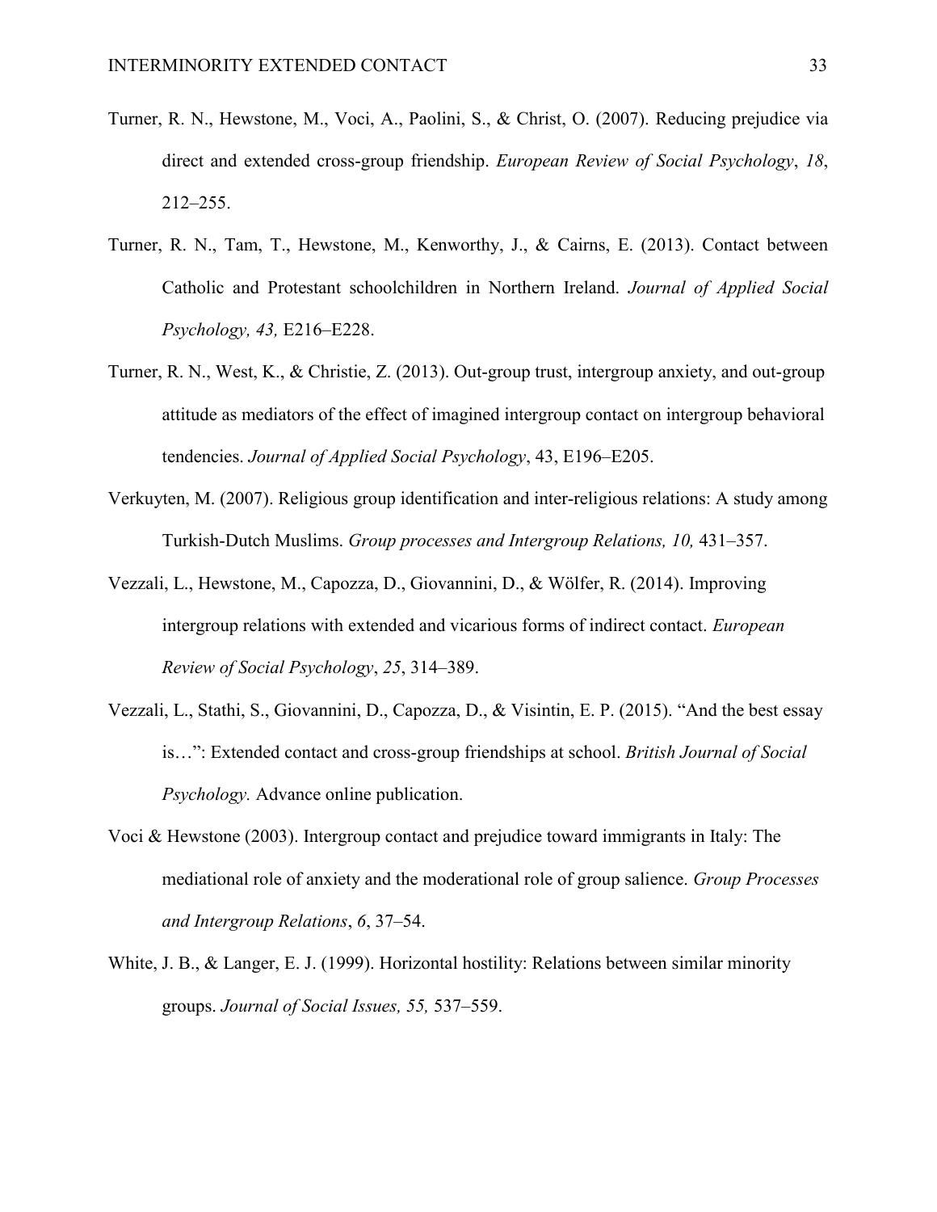Turner, R. N., Hewstone, M., Voci, A., Paolini, S., & Christ, O. (2007). Reducing prejudice via direct and extended cross-group friendship. *European Review of Social Psychology*, *18*, 212–255.

Turner, R. N., Tam, T., Hewstone, M., Kenworthy, J., & Cairns, E. (2013). Contact between Catholic and Protestant schoolchildren in Northern Ireland. *Journal of Applied Social Psychology, 43,* E216–E228.

Turner, R. N., West, K., & Christie, Z. (2013). Out-group trust, intergroup anxiety, and out-group attitude as mediators of the effect of imagined intergroup contact on intergroup behavioral tendencies. *Journal of Applied Social Psychology*, 43, E196–E205.

Verkuyten, M. (2007). Religious group identification and inter-religious relations: A study among Turkish-Dutch Muslims. *Group processes and Intergroup Relations, 10,* 431–357.

Vezzali, L., Hewstone, M., Capozza, D., Giovannini, D., & Wölfer, R. (2014). Improving intergroup relations with extended and vicarious forms of indirect contact. *European Review of Social Psychology*, *25*, 314–389.

Vezzali, L., Stathi, S., Giovannini, D., Capozza, D., & Visintin, E. P. (2015). "And the best essay is…": Extended contact and cross-group friendships at school. *British Journal of Social Psychology.* Advance online publication.

Voci & Hewstone (2003). Intergroup contact and prejudice toward immigrants in Italy: The mediational role of anxiety and the moderational role of group salience. *Group Processes and Intergroup Relations*, *6*, 37–54.

White, J. B., & Langer, E. J. (1999). Horizontal hostility: Relations between similar minority groups. *Journal of Social Issues, 55,* 537–559.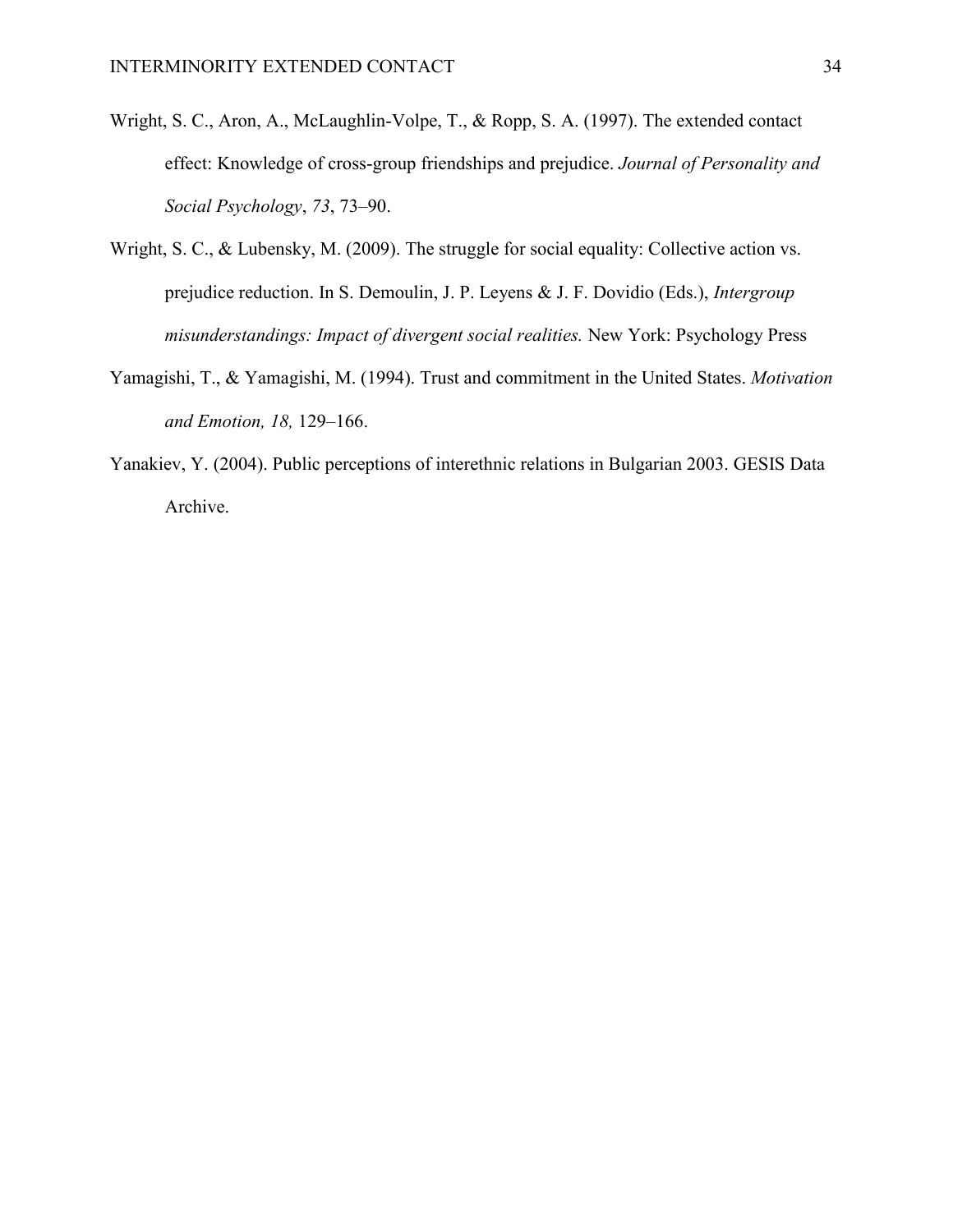Wright, S. C., Aron, A., McLaughlin-Volpe, T., & Ropp, S. A. (1997). The extended contact effect: Knowledge of cross-group friendships and prejudice. *Journal of Personality and Social Psychology*, *73*, 73–90.

Wright, S. C., & Lubensky, M. (2009). The struggle for social equality: Collective action vs. prejudice reduction. In S. Demoulin, J. P. Leyens & J. F. Dovidio (Eds.), *Intergroup misunderstandings: Impact of divergent social realities.* New York: Psychology Press

Yamagishi, T., & Yamagishi, M. (1994). Trust and commitment in the United States. *Motivation and Emotion, 18,* 129–166.

Yanakiev, Y. (2004). Public perceptions of interethnic relations in Bulgarian 2003. GESIS Data Archive.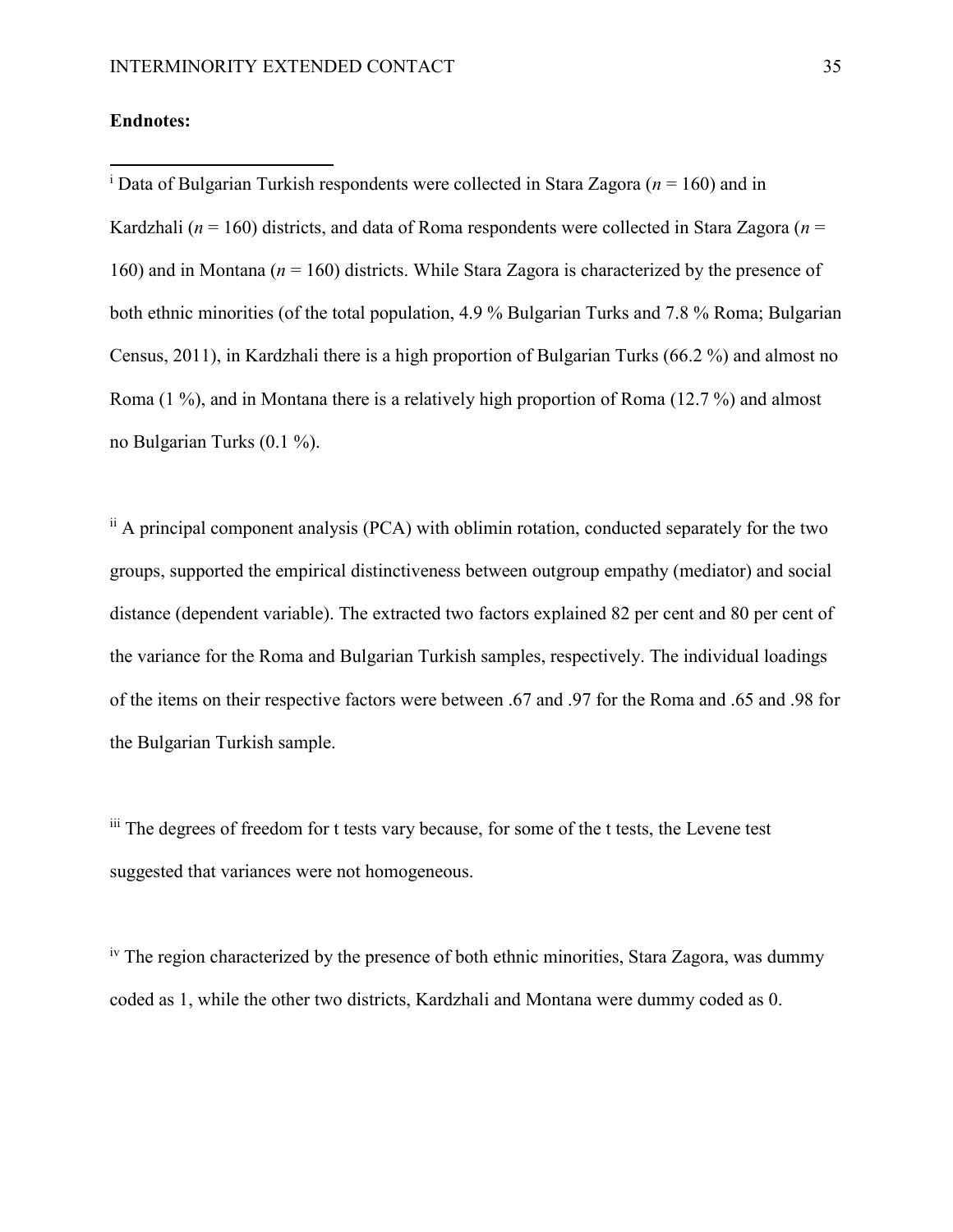**Endnotes:**

---

[i] Data of Bulgarian Turkish respondents were collected in Stara Zagora ($n$ = 160) and in Kardzhali ($n$ = 160) districts, and data of Roma respondents were collected in Stara Zagora ($n$ = 160) and in Montana ($n$ = 160) districts. While Stara Zagora is characterized by the presence of both ethnic minorities (of the total population, 4.9 % Bulgarian Turks and 7.8 % Roma; Bulgarian Census, 2011), in Kardzhali there is a high proportion of Bulgarian Turks (66.2 %) and almost no Roma (1 %), and in Montana there is a relatively high proportion of Roma (12.7 %) and almost no Bulgarian Turks (0.1 %).

[ii] A principal component analysis (PCA) with oblimin rotation, conducted separately for the two groups, supported the empirical distinctiveness between outgroup empathy (mediator) and social distance (dependent variable). The extracted two factors explained 82 per cent and 80 per cent of the variance for the Roma and Bulgarian Turkish samples, respectively. The individual loadings of the items on their respective factors were between .67 and .97 for the Roma and .65 and .98 for the Bulgarian Turkish sample.

[iii] The degrees of freedom for t tests vary because, for some of the t tests, the Levene test suggested that variances were not homogeneous.

[iv] The region characterized by the presence of both ethnic minorities, Stara Zagora, was dummy coded as 1, while the other two districts, Kardzhali and Montana were dummy coded as 0.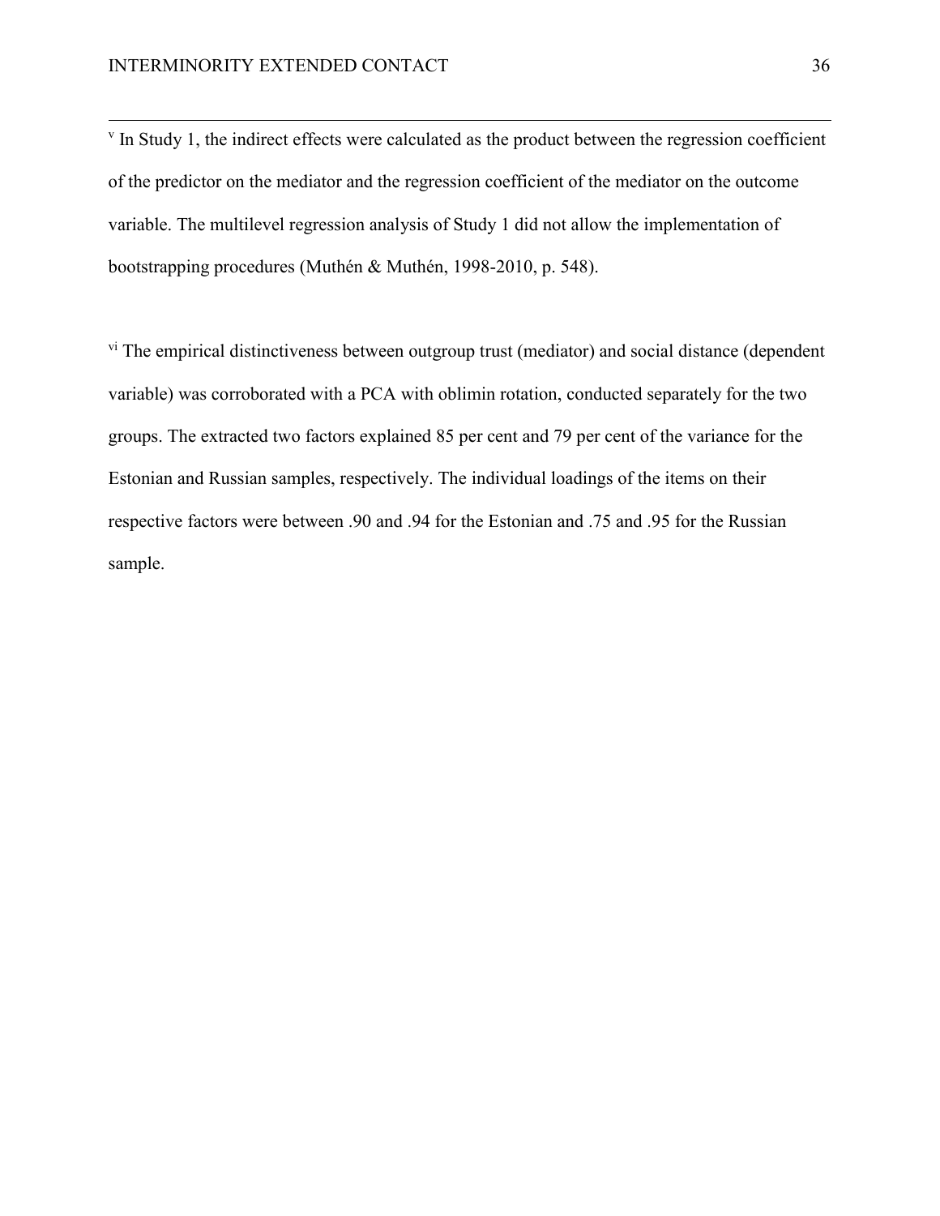[v] In Study 1, the indirect effects were calculated as the product between the regression coefficient of the predictor on the mediator and the regression coefficient of the mediator on the outcome variable. The multilevel regression analysis of Study 1 did not allow the implementation of bootstrapping procedures (Muthén & Muthén, 1998-2010, p. 548).

[vi] The empirical distinctiveness between outgroup trust (mediator) and social distance (dependent variable) was corroborated with a PCA with oblimin rotation, conducted separately for the two groups. The extracted two factors explained 85 per cent and 79 per cent of the variance for the Estonian and Russian samples, respectively. The individual loadings of the items on their respective factors were between .90 and .94 for the Estonian and .75 and .95 for the Russian sample.